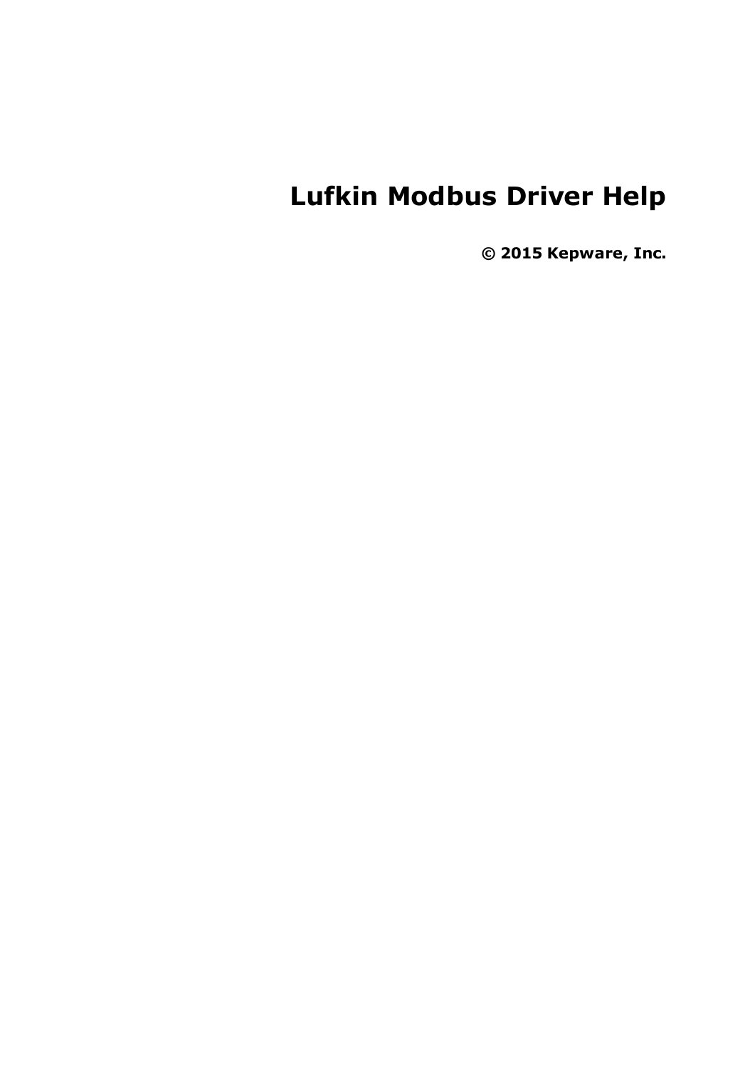# Lufkin Modbus Driver Help

**© 2015 Kepware, Inc.**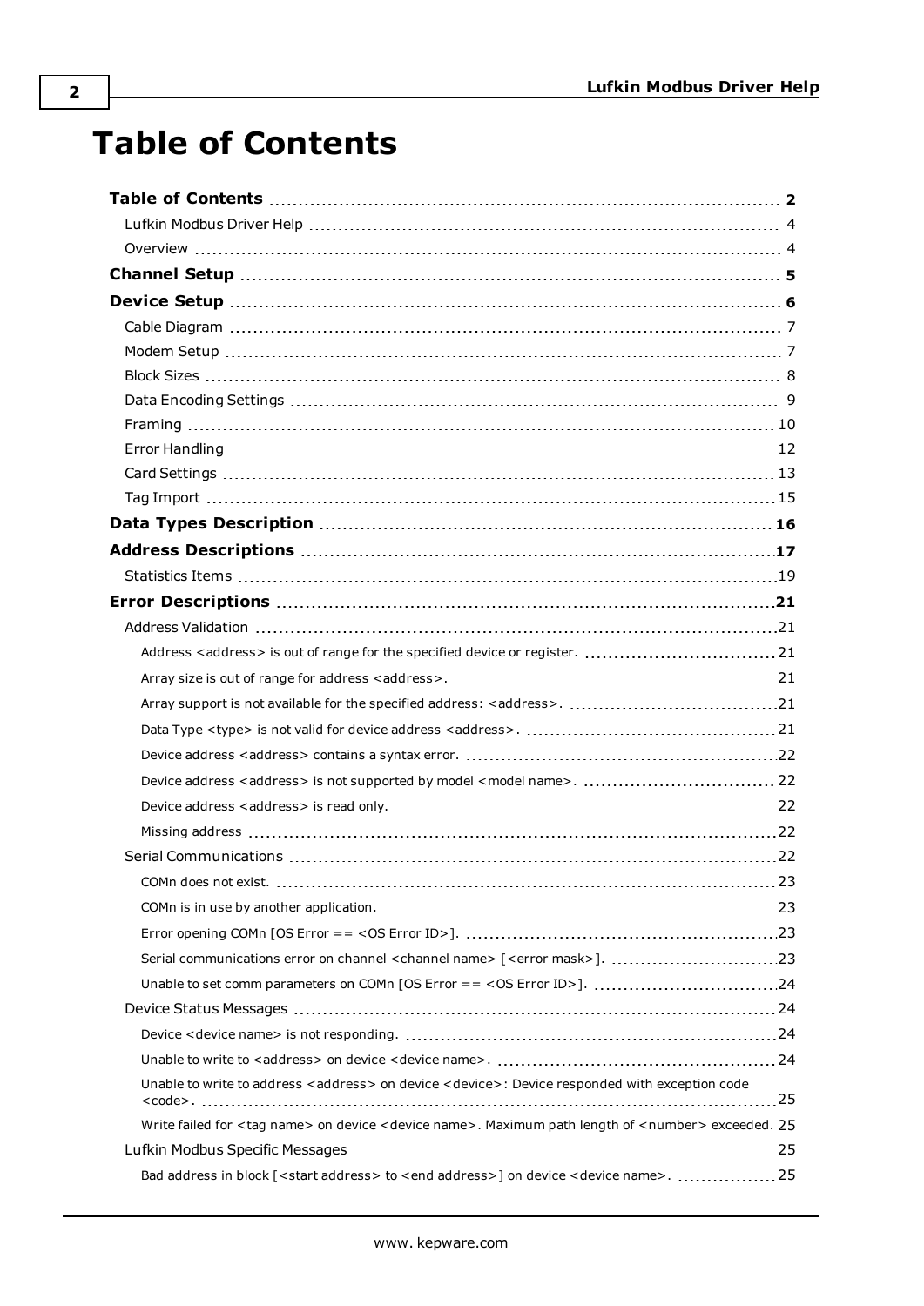# Table of Contents

**Table of Contents** 2

Lufkin Modbus Driver Help 4

Overview 4

**Channel Setup** 5

**Device Setup** 6

Cable Diagram 7

Modem Setup 7

Block Sizes 8

Data Encoding Settings 9

Framing 10

Error Handling 12

Card Settings 13

Tag Import 15

**Data Types Description** 16

**Address Descriptions** 17

Statistics Items 19

**Error Descriptions** 21

Address Validation 21

Address <address> is out of range for the specified device or register. 21

Array size is out of range for address <address>. 21

Array support is not available for the specified address: <address>. 21

Data Type <type> is not valid for device address <address>. 21

Device address <address> contains a syntax error. 22

Device address <address> is not supported by model <model name>. 22

Device address <address> is read only. 22

Missing address 22

Serial Communications 22

COMn does not exist. 23

COMn is in use by another application. 23

Error opening COMn [OS Error == <OS Error ID>]. 23

Serial communications error on channel <channel name> [<error mask>]. 23

Unable to set comm parameters on COMn [OS Error == <OS Error ID>]. 24

Device Status Messages 24

Device <device name> is not responding. 24

Unable to write to <address> on device <device name>. 24

Unable to write to address <address> on device <device>: Device responded with exception code <code>. 25

Write failed for <tag name> on device <device name>. Maximum path length of <number> exceeded. 25

Lufkin Modbus Specific Messages 25

Bad address in block [<start address> to <end address>] on device <device name>. 25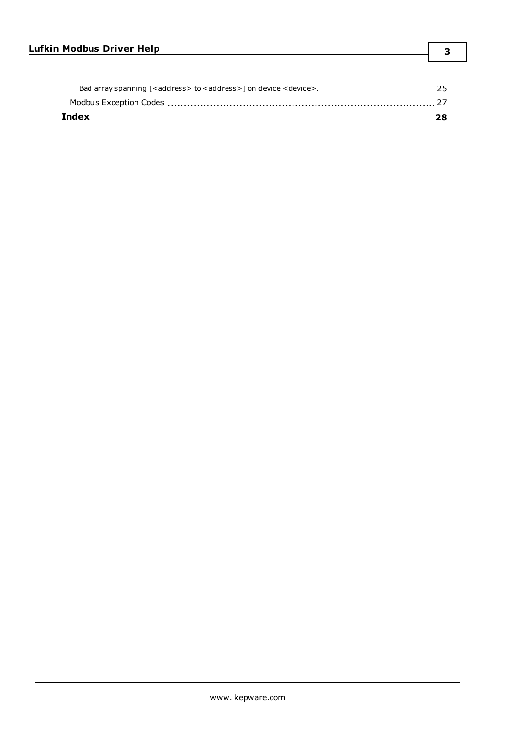Bad array spanning [<address> to <address>] on device <device>. ....................................25

Modbus Exception Codes ....................................................................................... 27

**Index** ........................................................................................................ **28**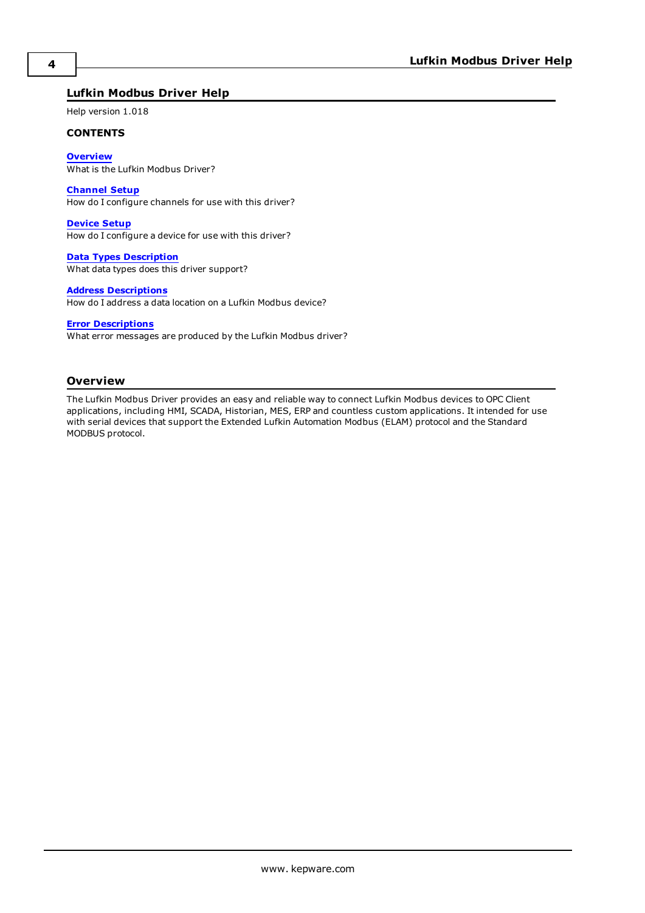# Lufkin Modbus Driver Help

Help version 1.018

**CONTENTS**

**Overview**
What is the Lufkin Modbus Driver?

**Channel Setup**
How do I configure channels for use with this driver?

**Device Setup**
How do I configure a device for use with this driver?

**Data Types Description**
What data types does this driver support?

**Address Descriptions**
How do I address a data location on a Lufkin Modbus device?

**Error Descriptions**
What error messages are produced by the Lufkin Modbus driver?

## Overview

The Lufkin Modbus Driver provides an easy and reliable way to connect Lufkin Modbus devices to OPC Client applications, including HMI, SCADA, Historian, MES, ERP and countless custom applications. It intended for use with serial devices that support the Extended Lufkin Automation Modbus (ELAM) protocol and the Standard MODBUS protocol.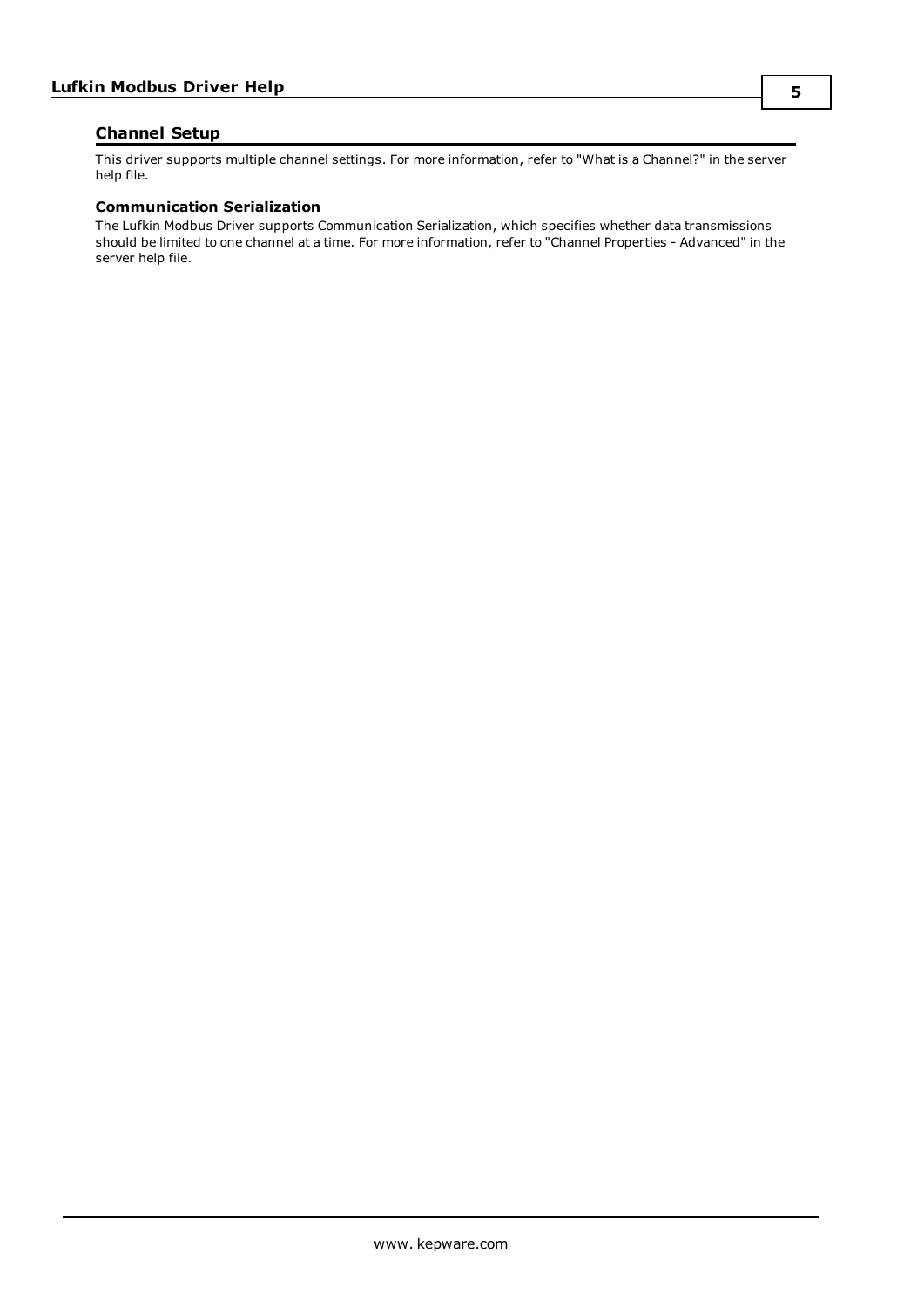## Channel Setup

This driver supports multiple channel settings. For more information, refer to "What is a Channel?" in the server help file.

### Communication Serialization

The Lufkin Modbus Driver supports Communication Serialization, which specifies whether data transmissions should be limited to one channel at a time. For more information, refer to "Channel Properties - Advanced" in the server help file.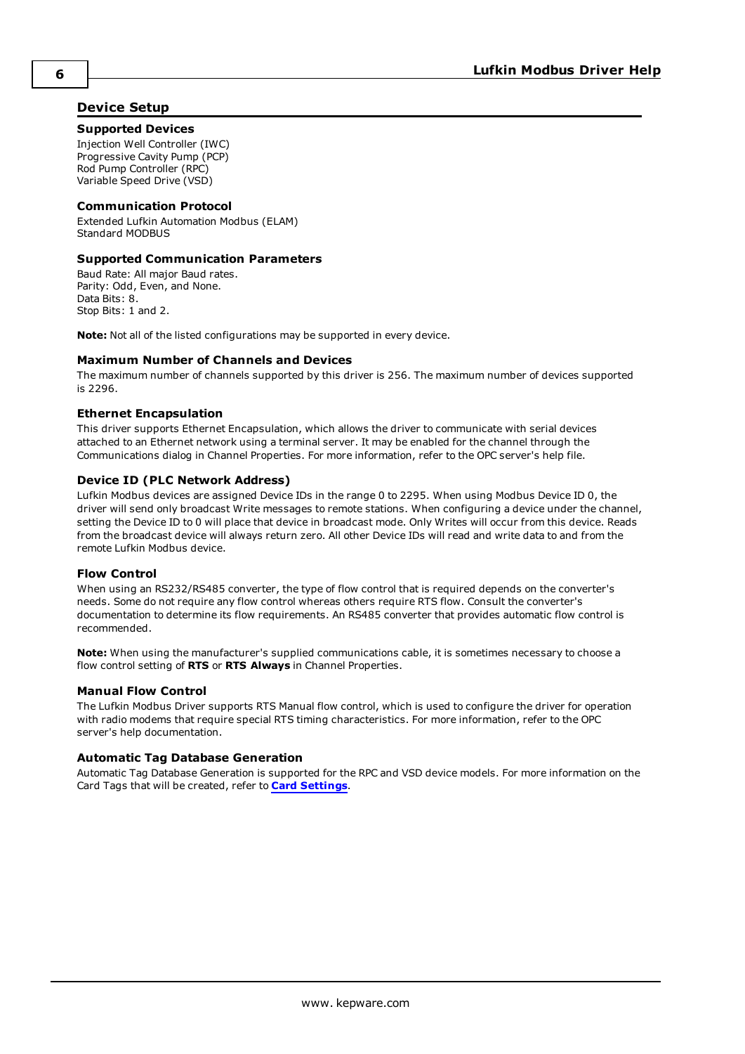## Device Setup

### Supported Devices

Injection Well Controller (IWC)
Progressive Cavity Pump (PCP)
Rod Pump Controller (RPC)
Variable Speed Drive (VSD)

### Communication Protocol

Extended Lufkin Automation Modbus (ELAM)
Standard MODBUS

### Supported Communication Parameters

Baud Rate: All major Baud rates.
Parity: Odd, Even, and None.
Data Bits: 8.
Stop Bits: 1 and 2.

**Note:** Not all of the listed configurations may be supported in every device.

### Maximum Number of Channels and Devices

The maximum number of channels supported by this driver is 256. The maximum number of devices supported is 2296.

### Ethernet Encapsulation

This driver supports Ethernet Encapsulation, which allows the driver to communicate with serial devices attached to an Ethernet network using a terminal server. It may be enabled for the channel through the Communications dialog in Channel Properties. For more information, refer to the OPC server's help file.

### Device ID (PLC Network Address)

Lufkin Modbus devices are assigned Device IDs in the range 0 to 2295. When using Modbus Device ID 0, the driver will send only broadcast Write messages to remote stations. When configuring a device under the channel, setting the Device ID to 0 will place that device in broadcast mode. Only Writes will occur from this device. Reads from the broadcast device will always return zero. All other Device IDs will read and write data to and from the remote Lufkin Modbus device.

### Flow Control

When using an RS232/RS485 converter, the type of flow control that is required depends on the converter's needs. Some do not require any flow control whereas others require RTS flow. Consult the converter's documentation to determine its flow requirements. An RS485 converter that provides automatic flow control is recommended.

**Note:** When using the manufacturer's supplied communications cable, it is sometimes necessary to choose a flow control setting of **RTS** or **RTS Always** in Channel Properties.

### Manual Flow Control

The Lufkin Modbus Driver supports RTS Manual flow control, which is used to configure the driver for operation with radio modems that require special RTS timing characteristics. For more information, refer to the OPC server's help documentation.

### Automatic Tag Database Generation

Automatic Tag Database Generation is supported for the RPC and VSD device models. For more information on the Card Tags that will be created, refer to **Card Settings**.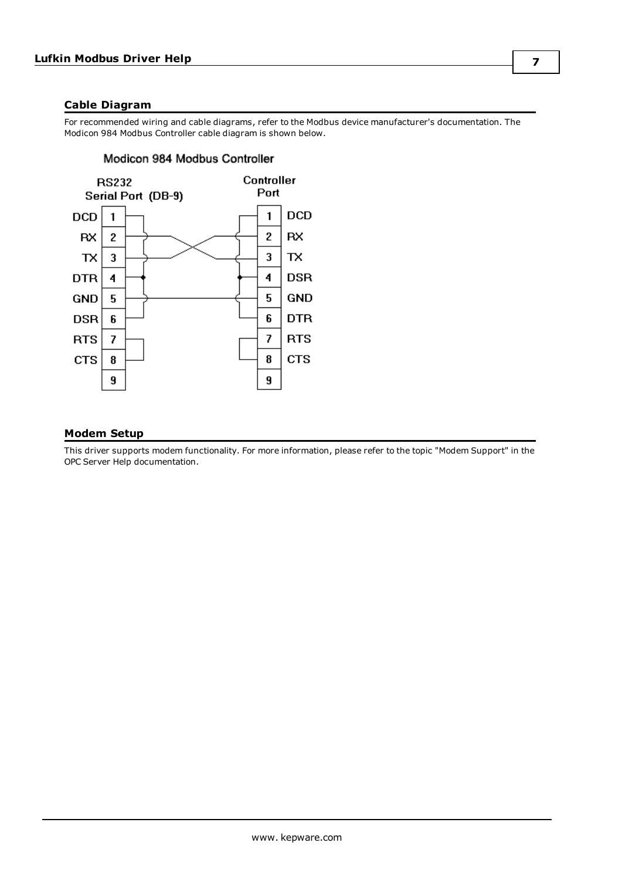## Cable Diagram

For recommended wiring and cable diagrams, refer to the Modbus device manufacturer's documentation. The Modicon 984 Modbus Controller cable diagram is shown below.

## Modem Setup

This driver supports modem functionality. For more information, please refer to the topic "Modem Support" in the OPC Server Help documentation.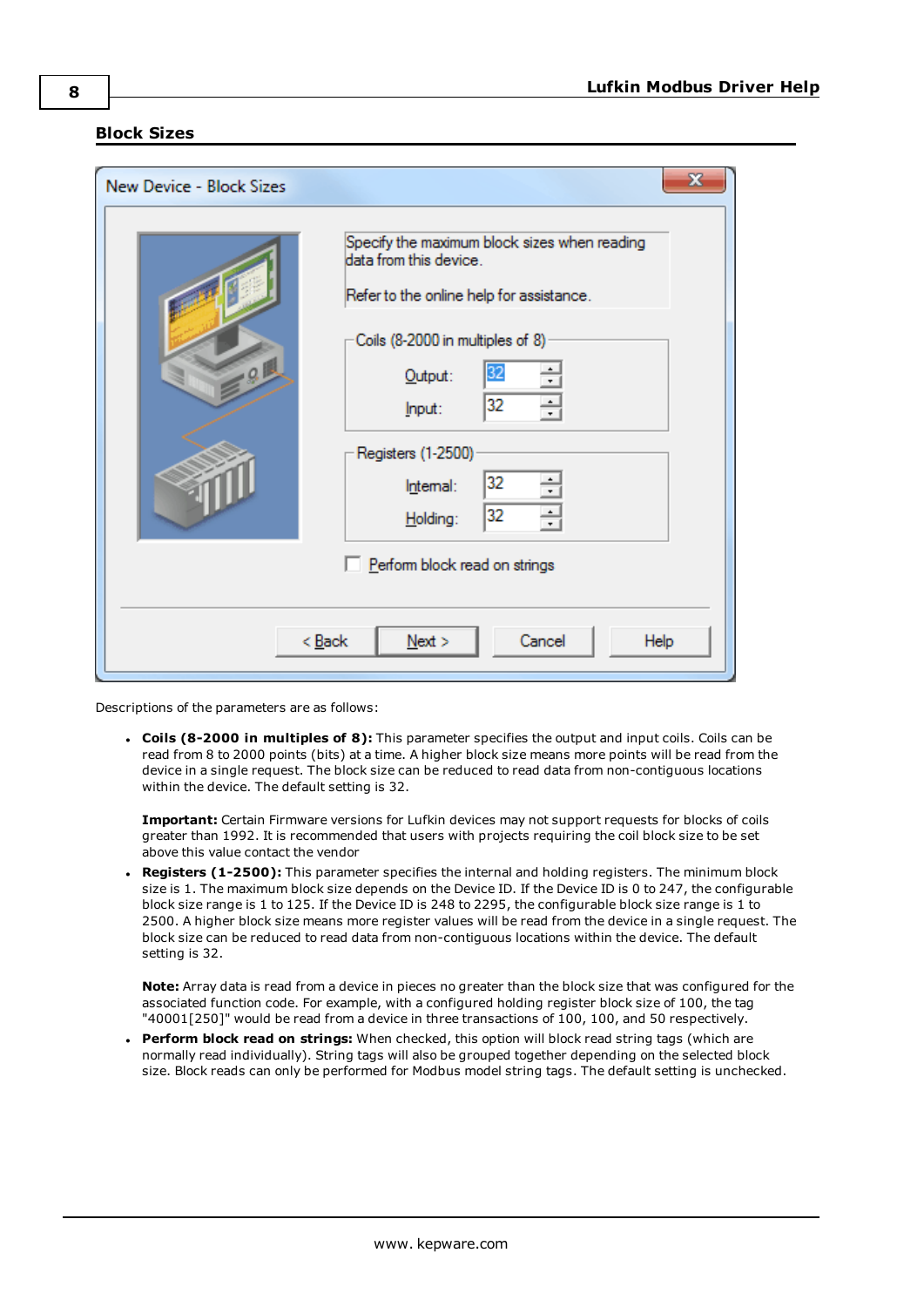### Block Sizes

Descriptions of the parameters are as follows:

- **Coils (8-2000 in multiples of 8):** This parameter specifies the output and input coils. Coils can be read from 8 to 2000 points (bits) at a time. A higher block size means more points will be read from the device in a single request. The block size can be reduced to read data from non-contiguous locations within the device. The default setting is 32.

  **Important:** Certain Firmware versions for Lufkin devices may not support requests for blocks of coils greater than 1992. It is recommended that users with projects requiring the coil block size to be set above this value contact the vendor
- **Registers (1-2500):** This parameter specifies the internal and holding registers. The minimum block size is 1. The maximum block size depends on the Device ID. If the Device ID is 0 to 247, the configurable block size range is 1 to 125. If the Device ID is 248 to 2295, the configurable block size range is 1 to 2500. A higher block size means more register values will be read from the device in a single request. The block size can be reduced to read data from non-contiguous locations within the device. The default setting is 32.

  **Note:** Array data is read from a device in pieces no greater than the block size that was configured for the associated function code. For example, with a configured holding register block size of 100, the tag "40001[250]" would be read from a device in three transactions of 100, 100, and 50 respectively.
- **Perform block read on strings:** When checked, this option will block read string tags (which are normally read individually). String tags will also be grouped together depending on the selected block size. Block reads can only be performed for Modbus model string tags. The default setting is unchecked.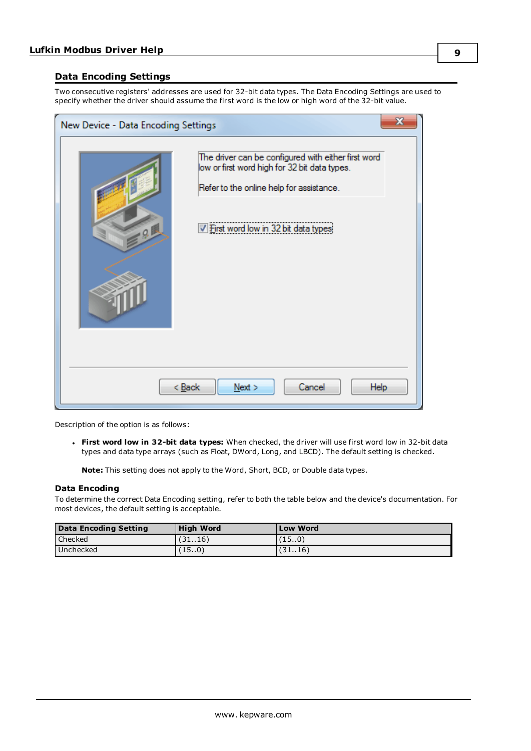## Data Encoding Settings

Two consecutive registers' addresses are used for 32-bit data types. The Data Encoding Settings are used to specify whether the driver should assume the first word is the low or high word of the 32-bit value.

Description of the option is as follows:

- **First word low in 32-bit data types:** When checked, the driver will use first word low in 32-bit data types and data type arrays (such as Float, DWord, Long, and LBCD). The default setting is checked.

  **Note:** This setting does not apply to the Word, Short, BCD, or Double data types.

### Data Encoding

To determine the correct Data Encoding setting, refer to both the table below and the device's documentation. For most devices, the default setting is acceptable.

| Data Encoding Setting | High Word | Low Word |
|---|---|---|
| Checked | (31..16) | (15..0) |
| Unchecked | (15..0) | (31..16) |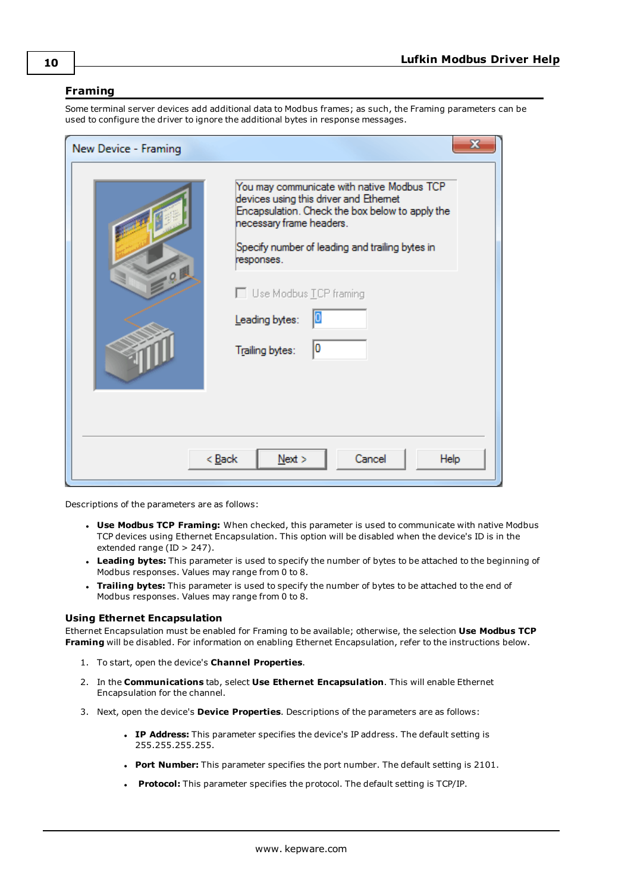## Framing

Some terminal server devices add additional data to Modbus frames; as such, the Framing parameters can be used to configure the driver to ignore the additional bytes in response messages.

Descriptions of the parameters are as follows:

- **Use Modbus TCP Framing:** When checked, this parameter is used to communicate with native Modbus TCP devices using Ethernet Encapsulation. This option will be disabled when the device's ID is in the extended range (ID > 247).
- **Leading bytes:** This parameter is used to specify the number of bytes to be attached to the beginning of Modbus responses. Values may range from 0 to 8.
- **Trailing bytes:** This parameter is used to specify the number of bytes to be attached to the end of Modbus responses. Values may range from 0 to 8.

### Using Ethernet Encapsulation

Ethernet Encapsulation must be enabled for Framing to be available; otherwise, the selection **Use Modbus TCP Framing** will be disabled. For information on enabling Ethernet Encapsulation, refer to the instructions below.

1. To start, open the device's **Channel Properties**.
2. In the **Communications** tab, select **Use Ethernet Encapsulation**. This will enable Ethernet Encapsulation for the channel.
3. Next, open the device's **Device Properties**. Descriptions of the parameters are as follows:
   - **IP Address:** This parameter specifies the device's IP address. The default setting is 255.255.255.255.
   - **Port Number:** This parameter specifies the port number. The default setting is 2101.
   - **Protocol:** This parameter specifies the protocol. The default setting is TCP/IP.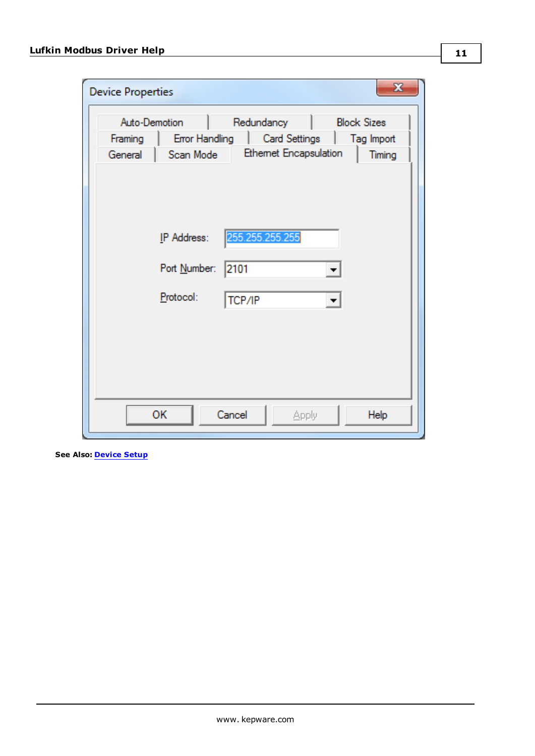**See Also:** **Device Setup**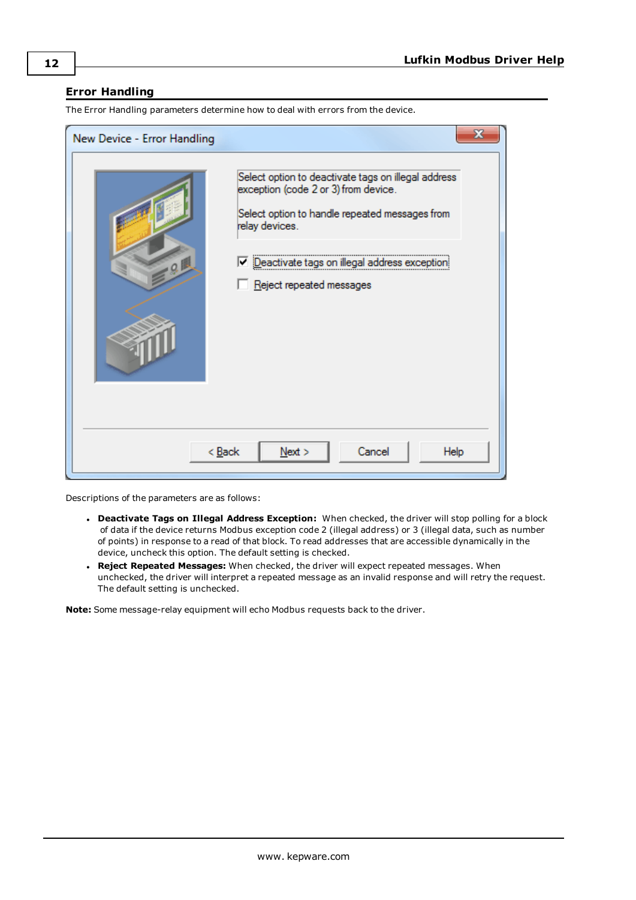## Error Handling

The Error Handling parameters determine how to deal with errors from the device.

Descriptions of the parameters are as follows:

- **Deactivate Tags on Illegal Address Exception:** When checked, the driver will stop polling for a block of data if the device returns Modbus exception code 2 (illegal address) or 3 (illegal data, such as number of points) in response to a read of that block. To read addresses that are accessible dynamically in the device, uncheck this option. The default setting is checked.
- **Reject Repeated Messages:** When checked, the driver will expect repeated messages. When unchecked, the driver will interpret a repeated message as an invalid response and will retry the request. The default setting is unchecked.

**Note:** Some message-relay equipment will echo Modbus requests back to the driver.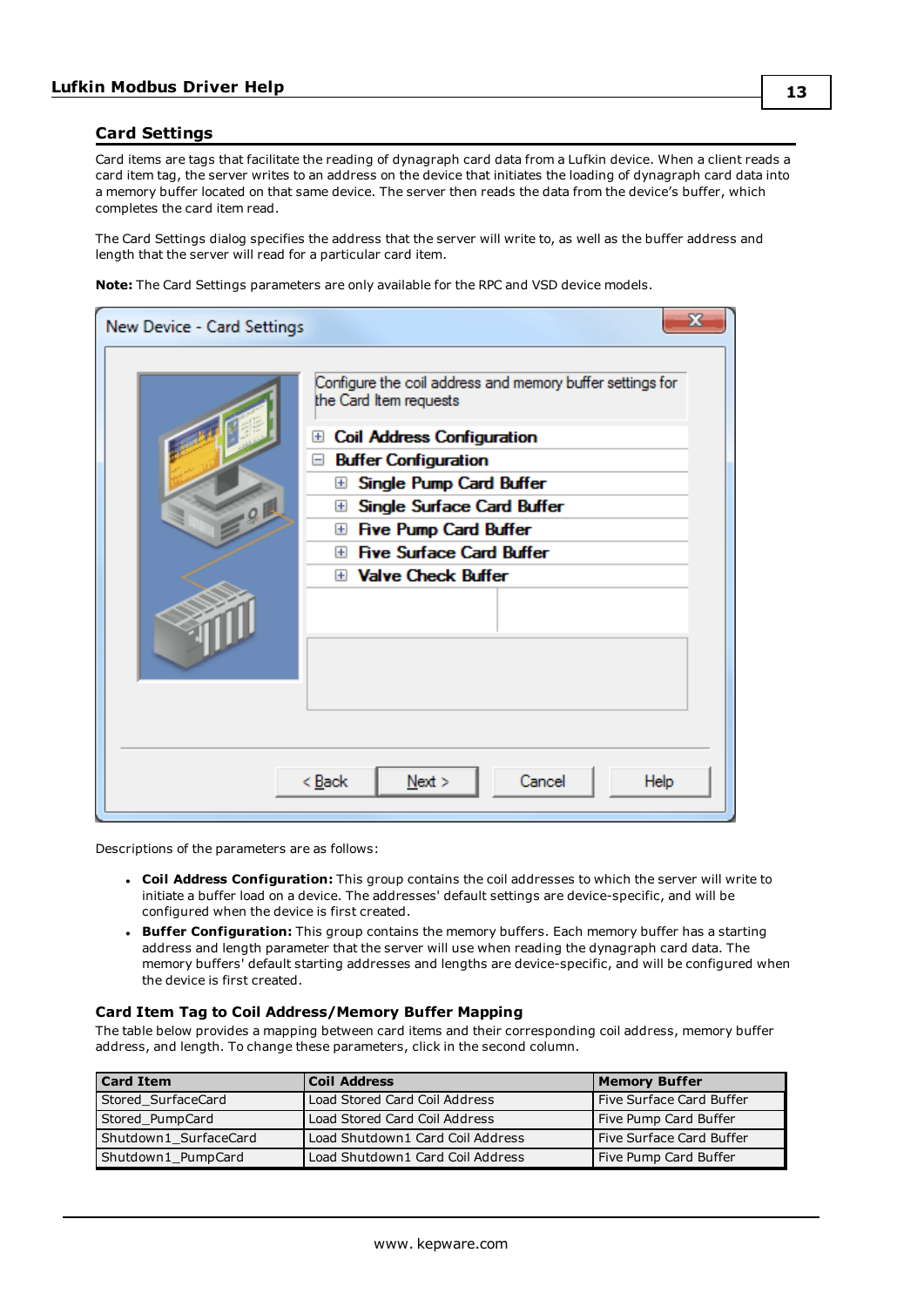## Card Settings

Card items are tags that facilitate the reading of dynagraph card data from a Lufkin device. When a client reads a card item tag, the server writes to an address on the device that initiates the loading of dynagraph card data into a memory buffer located on that same device. The server then reads the data from the device's buffer, which completes the card item read.

The Card Settings dialog specifies the address that the server will write to, as well as the buffer address and length that the server will read for a particular card item.

**Note:** The Card Settings parameters are only available for the RPC and VSD device models.

Descriptions of the parameters are as follows:

- **Coil Address Configuration:** This group contains the coil addresses to which the server will write to initiate a buffer load on a device. The addresses' default settings are device-specific, and will be configured when the device is first created.
- **Buffer Configuration:** This group contains the memory buffers. Each memory buffer has a starting address and length parameter that the server will use when reading the dynagraph card data. The memory buffers' default starting addresses and lengths are device-specific, and will be configured when the device is first created.

### Card Item Tag to Coil Address/Memory Buffer Mapping

The table below provides a mapping between card items and their corresponding coil address, memory buffer address, and length. To change these parameters, click in the second column.

| Card Item | Coil Address | Memory Buffer |
|---|---|---|
| Stored_SurfaceCard | Load Stored Card Coil Address | Five Surface Card Buffer |
| Stored_PumpCard | Load Stored Card Coil Address | Five Pump Card Buffer |
| Shutdown1_SurfaceCard | Load Shutdown1 Card Coil Address | Five Surface Card Buffer |
| Shutdown1_PumpCard | Load Shutdown1 Card Coil Address | Five Pump Card Buffer |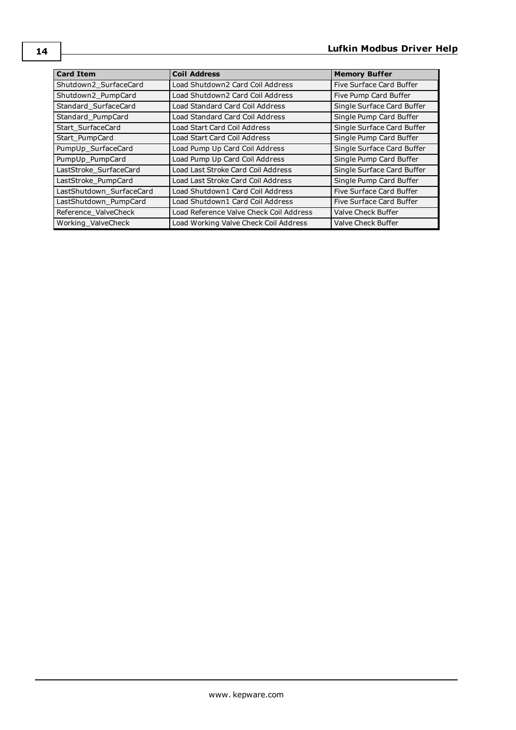| Card Item | Coil Address | Memory Buffer |
| --- | --- | --- |
| Shutdown2_SurfaceCard | Load Shutdown2 Card Coil Address | Five Surface Card Buffer |
| Shutdown2_PumpCard | Load Shutdown2 Card Coil Address | Five Pump Card Buffer |
| Standard_SurfaceCard | Load Standard Card Coil Address | Single Surface Card Buffer |
| Standard_PumpCard | Load Standard Card Coil Address | Single Pump Card Buffer |
| Start_SurfaceCard | Load Start Card Coil Address | Single Surface Card Buffer |
| Start_PumpCard | Load Start Card Coil Address | Single Pump Card Buffer |
| PumpUp_SurfaceCard | Load Pump Up Card Coil Address | Single Surface Card Buffer |
| PumpUp_PumpCard | Load Pump Up Card Coil Address | Single Pump Card Buffer |
| LastStroke_SurfaceCard | Load Last Stroke Card Coil Address | Single Surface Card Buffer |
| LastStroke_PumpCard | Load Last Stroke Card Coil Address | Single Pump Card Buffer |
| LastShutdown_SurfaceCard | Load Shutdown1 Card Coil Address | Five Surface Card Buffer |
| LastShutdown_PumpCard | Load Shutdown1 Card Coil Address | Five Surface Card Buffer |
| Reference_ValveCheck | Load Reference Valve Check Coil Address | Valve Check Buffer |
| Working_ValveCheck | Load Working Valve Check Coil Address | Valve Check Buffer |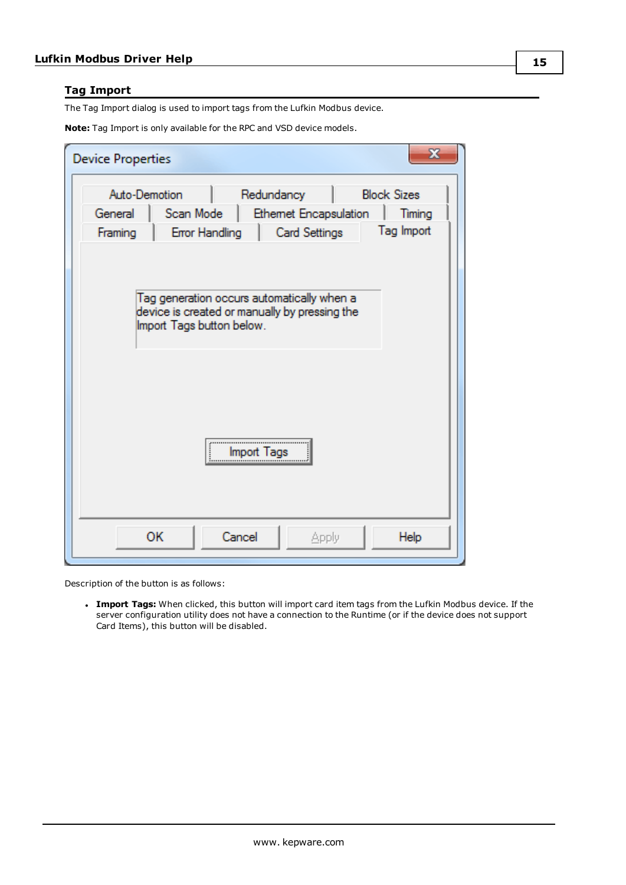## Tag Import

The Tag Import dialog is used to import tags from the Lufkin Modbus device.

**Note:** Tag Import is only available for the RPC and VSD device models.

Description of the button is as follows:

- **Import Tags:** When clicked, this button will import card item tags from the Lufkin Modbus device. If the server configuration utility does not have a connection to the Runtime (or if the device does not support Card Items), this button will be disabled.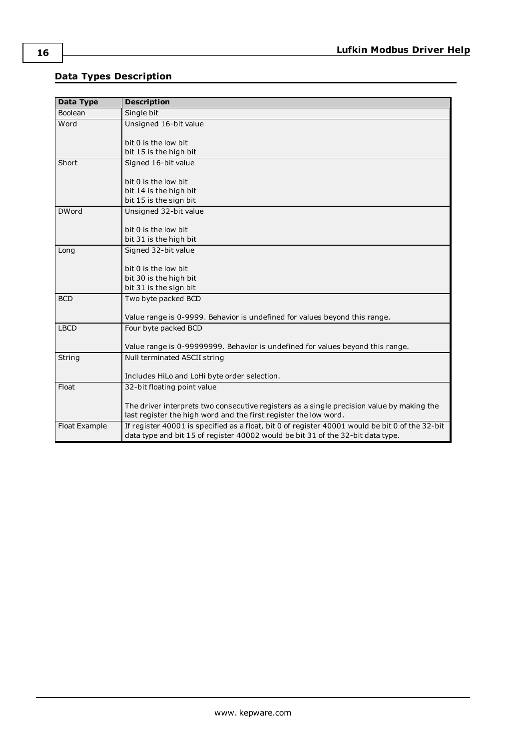## Data Types Description

| Data Type | Description |
| --- | --- |
| Boolean | Single bit |
| Word | Unsigned 16-bit value<br><br>bit 0 is the low bit<br>bit 15 is the high bit |
| Short | Signed 16-bit value<br><br>bit 0 is the low bit<br>bit 14 is the high bit<br>bit 15 is the sign bit |
| DWord | Unsigned 32-bit value<br><br>bit 0 is the low bit<br>bit 31 is the high bit |
| Long | Signed 32-bit value<br><br>bit 0 is the low bit<br>bit 30 is the high bit<br>bit 31 is the sign bit |
| BCD | Two byte packed BCD<br><br>Value range is 0-9999. Behavior is undefined for values beyond this range. |
| LBCD | Four byte packed BCD<br><br>Value range is 0-99999999. Behavior is undefined for values beyond this range. |
| String | Null terminated ASCII string<br><br>Includes HiLo and LoHi byte order selection. |
| Float | 32-bit floating point value<br><br>The driver interprets two consecutive registers as a single precision value by making the last register the high word and the first register the low word. |
| Float Example | If register 40001 is specified as a float, bit 0 of register 40001 would be bit 0 of the 32-bit data type and bit 15 of register 40002 would be bit 31 of the 32-bit data type. |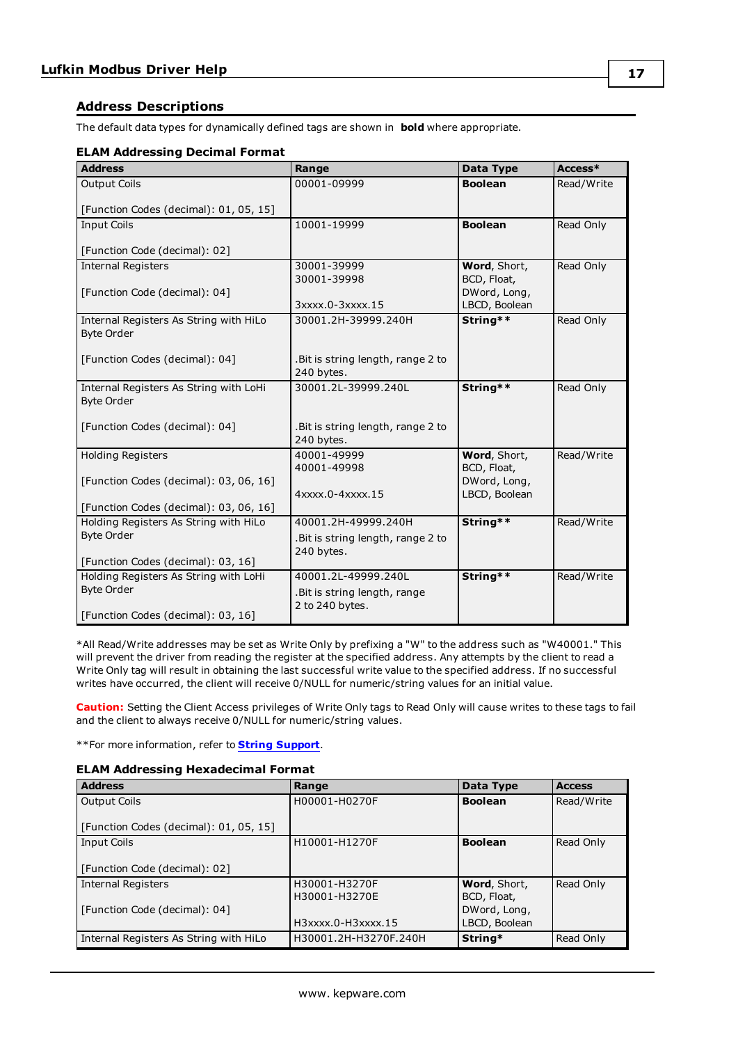## Address Descriptions

The default data types for dynamically defined tags are shown in **bold** where appropriate.

### ELAM Addressing Decimal Format

| Address | Range | Data Type | Access* |
|---|---|---|---|
| Output Coils<br><br>[Function Codes (decimal): 01, 05, 15] | 00001-09999 | **Boolean** | Read/Write |
| Input Coils<br><br>[Function Code (decimal): 02] | 10001-19999 | **Boolean** | Read Only |
| Internal Registers<br><br>[Function Code (decimal): 04] | 30001-39999<br>30001-39998<br><br>3xxxx.0-3xxxx.15 | **Word**, Short, BCD, Float, DWord, Long, LBCD, Boolean | Read Only |
| Internal Registers As String with HiLo Byte Order<br><br>[Function Codes (decimal): 04] | 30001.2H-39999.240H<br><br>.Bit is string length, range 2 to 240 bytes. | **String**** | Read Only |
| Internal Registers As String with LoHi Byte Order<br><br>[Function Codes (decimal): 04] | 30001.2L-39999.240L<br><br>.Bit is string length, range 2 to 240 bytes. | **String**** | Read Only |
| Holding Registers<br><br>[Function Codes (decimal): 03, 06, 16]<br><br>[Function Codes (decimal): 03, 06, 16] | 40001-49999<br>40001-49998<br><br>4xxxx.0-4xxxx.15 | **Word**, Short, BCD, Float, DWord, Long, LBCD, Boolean | Read/Write |
| Holding Registers As String with HiLo Byte Order<br><br>[Function Codes (decimal): 03, 16] | 40001.2H-49999.240H<br>.Bit is string length, range 2 to 240 bytes. | **String**** | Read/Write |
| Holding Registers As String with LoHi Byte Order<br><br>[Function Codes (decimal): 03, 16] | 40001.2L-49999.240L<br>.Bit is string length, range 2 to 240 bytes. | **String**** | Read/Write |

*All Read/Write addresses may be set as Write Only by prefixing a "W" to the address such as "W40001." This will prevent the driver from reading the register at the specified address. Any attempts by the client to read a Write Only tag will result in obtaining the last successful write value to the specified address. If no successful writes have occurred, the client will receive 0/NULL for numeric/string values for an initial value.

**Caution:** Setting the Client Access privileges of Write Only tags to Read Only will cause writes to these tags to fail and the client to always receive 0/NULL for numeric/string values.

**For more information, refer to **String Support**.

### ELAM Addressing Hexadecimal Format

| Address | Range | Data Type | Access |
|---|---|---|---|
| Output Coils<br><br>[Function Codes (decimal): 01, 05, 15] | H00001-H0270F | **Boolean** | Read/Write |
| Input Coils<br><br>[Function Code (decimal): 02] | H10001-H1270F | **Boolean** | Read Only |
| Internal Registers<br><br>[Function Code (decimal): 04] | H30001-H3270F<br>H30001-H3270E<br><br>H3xxxx.0-H3xxxx.15 | **Word**, Short, BCD, Float, DWord, Long, LBCD, Boolean | Read Only |
| Internal Registers As String with HiLo | H30001.2H-H3270F.240H | **String*** | Read Only |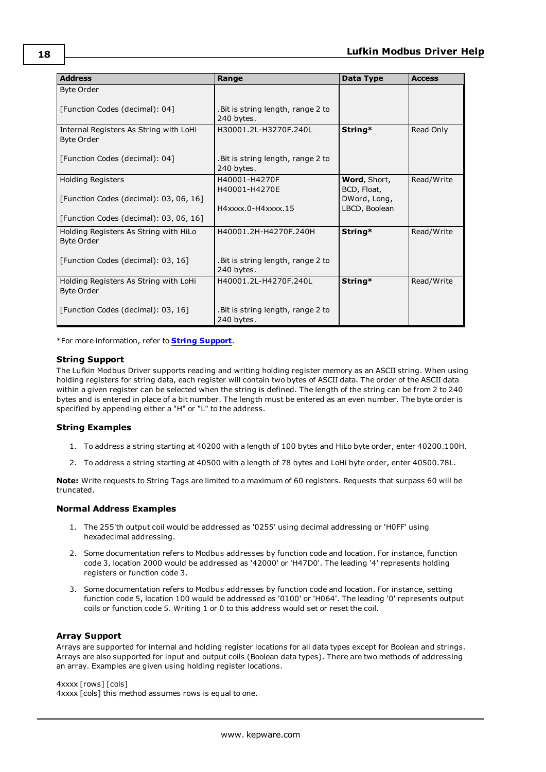| Address | Range | Data Type | Access |
|---|---|---|---|
| Byte Order<br><br>[Function Codes (decimal): 04] | <br><br>.Bit is string length, range 2 to 240 bytes. | | |
| Internal Registers As String with LoHi Byte Order<br><br>[Function Codes (decimal): 04] | H30001.2L-H3270F.240L<br><br>.Bit is string length, range 2 to 240 bytes. | **String*** | Read Only |
| Holding Registers<br><br>[Function Codes (decimal): 03, 06, 16]<br><br>[Function Codes (decimal): 03, 06, 16] | H40001-H4270F<br>H40001-H4270E<br><br>H4xxxx.0-H4xxxx.15 | **Word**, Short, BCD, Float, DWord, Long, LBCD, Boolean | Read/Write |
| Holding Registers As String with HiLo Byte Order<br><br>[Function Codes (decimal): 03, 16] | H40001.2H-H4270F.240H<br><br>.Bit is string length, range 2 to 240 bytes. | **String*** | Read/Write |
| Holding Registers As String with LoHi Byte Order<br><br>[Function Codes (decimal): 03, 16] | H40001.2L-H4270F.240L<br><br>.Bit is string length, range 2 to 240 bytes. | **String*** | Read/Write |

*For more information, refer to **String Support**.

### String Support

The Lufkin Modbus Driver supports reading and writing holding register memory as an ASCII string. When using holding registers for string data, each register will contain two bytes of ASCII data. The order of the ASCII data within a given register can be selected when the string is defined. The length of the string can be from 2 to 240 bytes and is entered in place of a bit number. The length must be entered as an even number. The byte order is specified by appending either a "H" or "L" to the address.

### String Examples

1. To address a string starting at 40200 with a length of 100 bytes and HiLo byte order, enter 40200.100H.
2. To address a string starting at 40500 with a length of 78 bytes and LoHi byte order, enter 40500.78L.

**Note:** Write requests to String Tags are limited to a maximum of 60 registers. Requests that surpass 60 will be truncated.

### Normal Address Examples

1. The 255'th output coil would be addressed as '0255' using decimal addressing or 'H0FF' using hexadecimal addressing.
2. Some documentation refers to Modbus addresses by function code and location. For instance, function code 3, location 2000 would be addressed as '42000' or 'H47D0'. The leading '4' represents holding registers or function code 3.
3. Some documentation refers to Modbus addresses by function code and location. For instance, setting function code 5, location 100 would be addressed as '0100' or 'H064'. The leading '0' represents output coils or function code 5. Writing 1 or 0 to this address would set or reset the coil.

### Array Support

Arrays are supported for internal and holding register locations for all data types except for Boolean and strings. Arrays are also supported for input and output coils (Boolean data types). There are two methods of addressing an array. Examples are given using holding register locations.

4xxxx [rows] [cols]
4xxxx [cols] this method assumes rows is equal to one.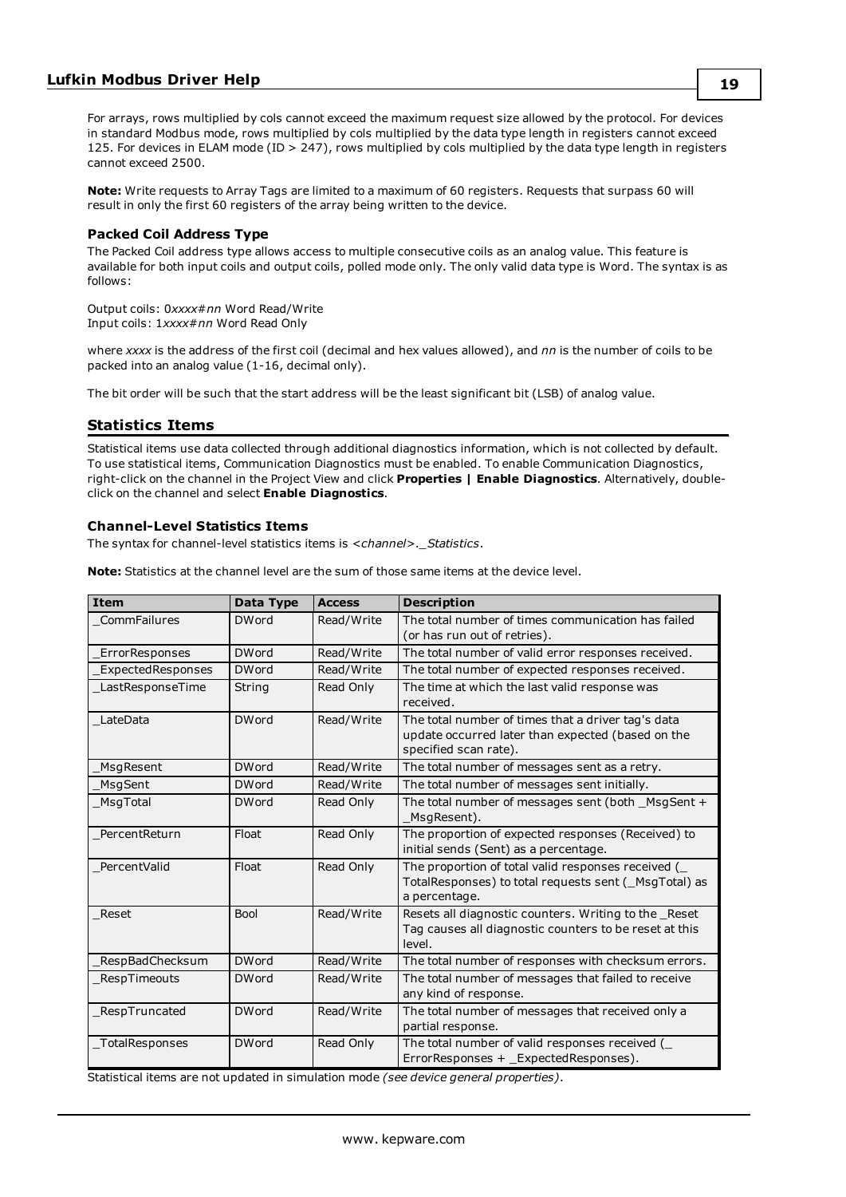For arrays, rows multiplied by cols cannot exceed the maximum request size allowed by the protocol. For devices in standard Modbus mode, rows multiplied by cols multiplied by the data type length in registers cannot exceed 125. For devices in ELAM mode (ID > 247), rows multiplied by cols multiplied by the data type length in registers cannot exceed 2500.

**Note:** Write requests to Array Tags are limited to a maximum of 60 registers. Requests that surpass 60 will result in only the first 60 registers of the array being written to the device.

### Packed Coil Address Type

The Packed Coil address type allows access to multiple consecutive coils as an analog value. This feature is available for both input coils and output coils, polled mode only. The only valid data type is Word. The syntax is as follows:

Output coils: 0*xxxx*#*nn* Word Read/Write
Input coils: 1*xxxx*#*nn* Word Read Only

where *xxxx* is the address of the first coil (decimal and hex values allowed), and *nn* is the number of coils to be packed into an analog value (1-16, decimal only).

The bit order will be such that the start address will be the least significant bit (LSB) of analog value.

## Statistics Items

Statistical items use data collected through additional diagnostics information, which is not collected by default. To use statistical items, Communication Diagnostics must be enabled. To enable Communication Diagnostics, right-click on the channel in the Project View and click **Properties | Enable Diagnostics**. Alternatively, double-click on the channel and select **Enable Diagnostics**.

### Channel-Level Statistics Items

The syntax for channel-level statistics items is *<channel>._Statistics*.

**Note:** Statistics at the channel level are the sum of those same items at the device level.

| Item | Data Type | Access | Description |
|---|---|---|---|
| _CommFailures | DWord | Read/Write | The total number of times communication has failed (or has run out of retries). |
| _ErrorResponses | DWord | Read/Write | The total number of valid error responses received. |
| _ExpectedResponses | DWord | Read/Write | The total number of expected responses received. |
| _LastResponseTime | String | Read Only | The time at which the last valid response was received. |
| _LateData | DWord | Read/Write | The total number of times that a driver tag's data update occurred later than expected (based on the specified scan rate). |
| _MsgResent | DWord | Read/Write | The total number of messages sent as a retry. |
| _MsgSent | DWord | Read/Write | The total number of messages sent initially. |
| _MsgTotal | DWord | Read Only | The total number of messages sent (both _MsgSent + _MsgResent). |
| _PercentReturn | Float | Read Only | The proportion of expected responses (Received) to initial sends (Sent) as a percentage. |
| _PercentValid | Float | Read Only | The proportion of total valid responses received (_TotalResponses) to total requests sent (_MsgTotal) as a percentage. |
| _Reset | Bool | Read/Write | Resets all diagnostic counters. Writing to the _Reset Tag causes all diagnostic counters to be reset at this level. |
| _RespBadChecksum | DWord | Read/Write | The total number of responses with checksum errors. |
| _RespTimeouts | DWord | Read/Write | The total number of messages that failed to receive any kind of response. |
| _RespTruncated | DWord | Read/Write | The total number of messages that received only a partial response. |
| _TotalResponses | DWord | Read Only | The total number of valid responses received (_ErrorResponses + _ExpectedResponses). |

Statistical items are not updated in simulation mode *(see device general properties)*.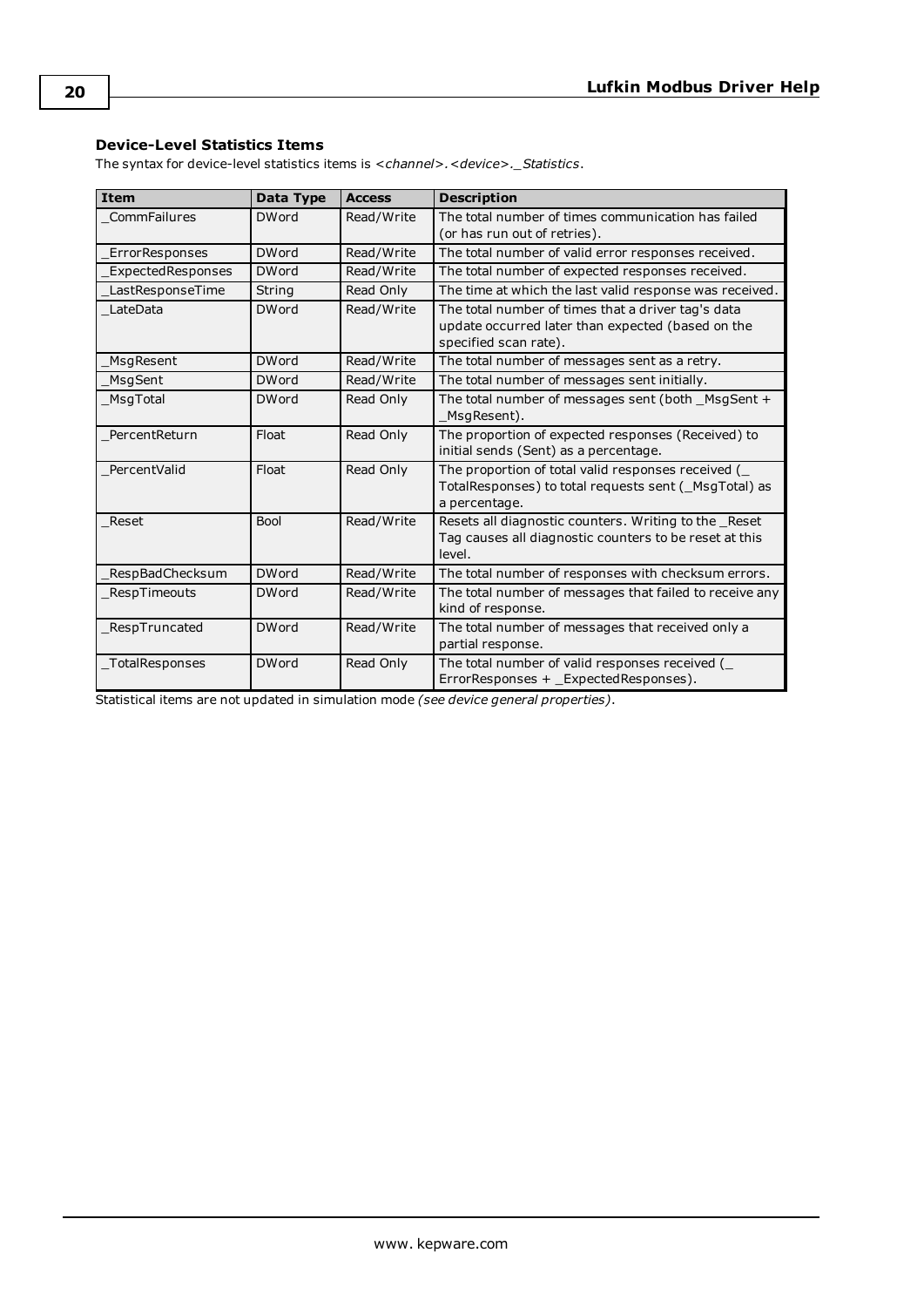### Device-Level Statistics Items

The syntax for device-level statistics items is *<channel>.<device>._Statistics*.

| Item | Data Type | Access | Description |
|---|---|---|---|
| _CommFailures | DWord | Read/Write | The total number of times communication has failed (or has run out of retries). |
| _ErrorResponses | DWord | Read/Write | The total number of valid error responses received. |
| _ExpectedResponses | DWord | Read/Write | The total number of expected responses received. |
| _LastResponseTime | String | Read Only | The time at which the last valid response was received. |
| _LateData | DWord | Read/Write | The total number of times that a driver tag's data update occurred later than expected (based on the specified scan rate). |
| _MsgResent | DWord | Read/Write | The total number of messages sent as a retry. |
| _MsgSent | DWord | Read/Write | The total number of messages sent initially. |
| _MsgTotal | DWord | Read Only | The total number of messages sent (both _MsgSent + _MsgResent). |
| _PercentReturn | Float | Read Only | The proportion of expected responses (Received) to initial sends (Sent) as a percentage. |
| _PercentValid | Float | Read Only | The proportion of total valid responses received (_TotalResponses) to total requests sent (_MsgTotal) as a percentage. |
| _Reset | Bool | Read/Write | Resets all diagnostic counters. Writing to the _Reset Tag causes all diagnostic counters to be reset at this level. |
| _RespBadChecksum | DWord | Read/Write | The total number of responses with checksum errors. |
| _RespTimeouts | DWord | Read/Write | The total number of messages that failed to receive any kind of response. |
| _RespTruncated | DWord | Read/Write | The total number of messages that received only a partial response. |
| _TotalResponses | DWord | Read Only | The total number of valid responses received (_ErrorResponses + _ExpectedResponses). |

Statistical items are not updated in simulation mode *(see device general properties)*.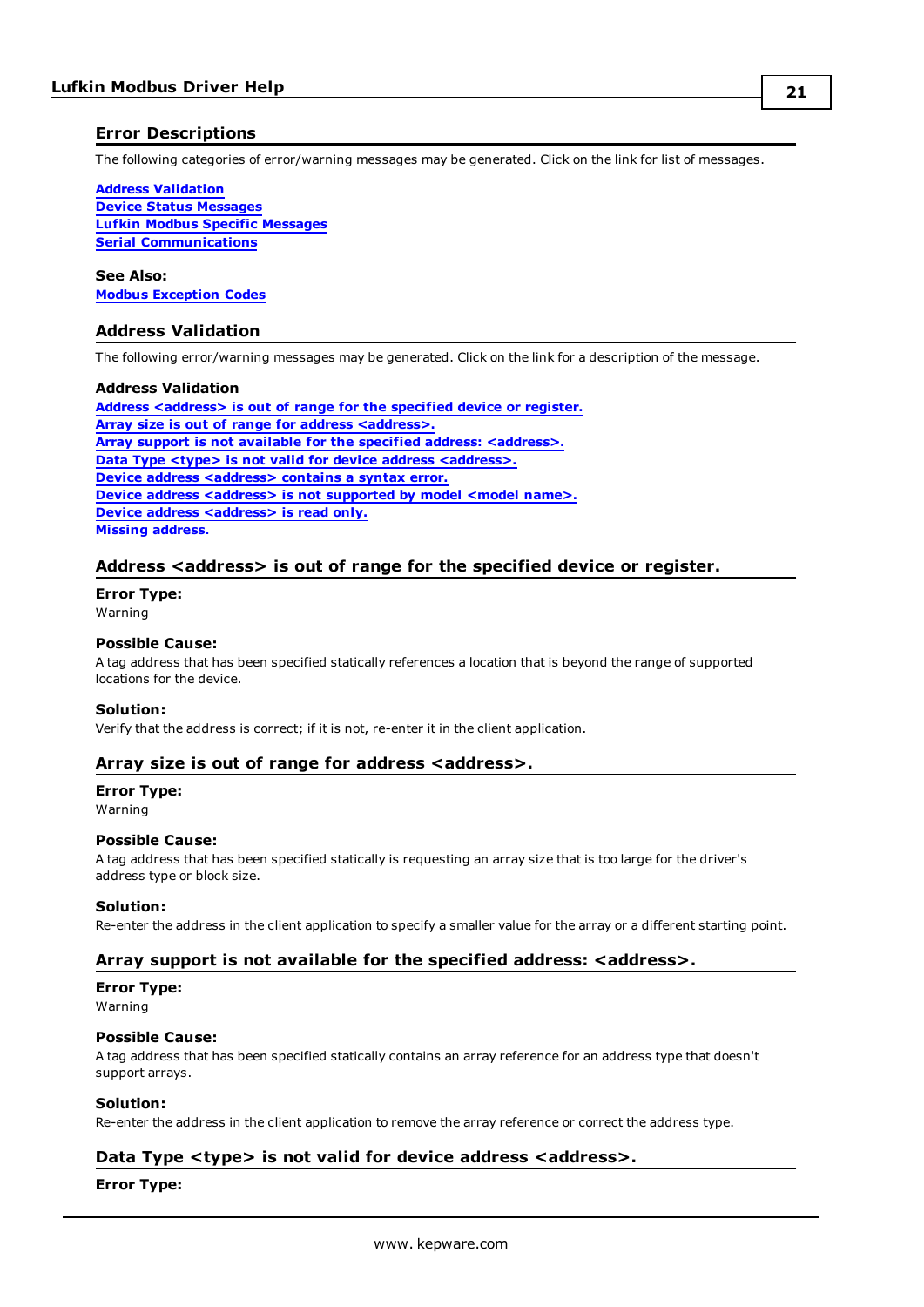## Error Descriptions

The following categories of error/warning messages may be generated. Click on the link for list of messages.

**Address Validation**
**Device Status Messages**
**Lufkin Modbus Specific Messages**
**Serial Communications**

**See Also:**
**Modbus Exception Codes**

## Address Validation

The following error/warning messages may be generated. Click on the link for a description of the message.

**Address Validation**
**Address <address> is out of range for the specified device or register.**
**Array size is out of range for address <address>.**
**Array support is not available for the specified address: <address>.**
**Data Type <type> is not valid for device address <address>.**
**Device address <address> contains a syntax error.**
**Device address <address> is not supported by model <model name>.**
**Device address <address> is read only.**
**Missing address.**

### Address <address> is out of range for the specified device or register.

**Error Type:**
Warning

**Possible Cause:**
A tag address that has been specified statically references a location that is beyond the range of supported locations for the device.

**Solution:**
Verify that the address is correct; if it is not, re-enter it in the client application.

### Array size is out of range for address <address>.

**Error Type:**
Warning

**Possible Cause:**
A tag address that has been specified statically is requesting an array size that is too large for the driver's address type or block size.

**Solution:**
Re-enter the address in the client application to specify a smaller value for the array or a different starting point.

### Array support is not available for the specified address: <address>.

**Error Type:**
Warning

**Possible Cause:**
A tag address that has been specified statically contains an array reference for an address type that doesn't support arrays.

**Solution:**
Re-enter the address in the client application to remove the array reference or correct the address type.

### Data Type <type> is not valid for device address <address>.

**Error Type:**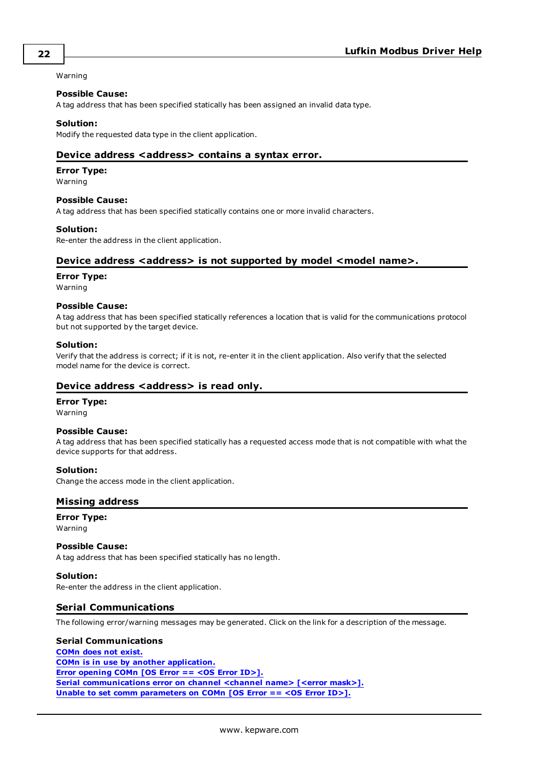Warning

**Possible Cause:**
A tag address that has been specified statically has been assigned an invalid data type.

**Solution:**
Modify the requested data type in the client application.

## Device address <address> contains a syntax error.

**Error Type:**
Warning

**Possible Cause:**
A tag address that has been specified statically contains one or more invalid characters.

**Solution:**
Re-enter the address in the client application.

## Device address <address> is not supported by model <model name>.

**Error Type:**
Warning

**Possible Cause:**
A tag address that has been specified statically references a location that is valid for the communications protocol but not supported by the target device.

**Solution:**
Verify that the address is correct; if it is not, re-enter it in the client application. Also verify that the selected model name for the device is correct.

## Device address <address> is read only.

**Error Type:**
Warning

**Possible Cause:**
A tag address that has been specified statically has a requested access mode that is not compatible with what the device supports for that address.

**Solution:**
Change the access mode in the client application.

## Missing address

**Error Type:**
Warning

**Possible Cause:**
A tag address that has been specified statically has no length.

**Solution:**
Re-enter the address in the client application.

## Serial Communications

The following error/warning messages may be generated. Click on the link for a description of the message.

**Serial Communications**
**COMn does not exist.**
**COMn is in use by another application.**
**Error opening COMn [OS Error == <OS Error ID>].**
**Serial communications error on channel <channel name> [<error mask>].**
**Unable to set comm parameters on COMn [OS Error == <OS Error ID>].**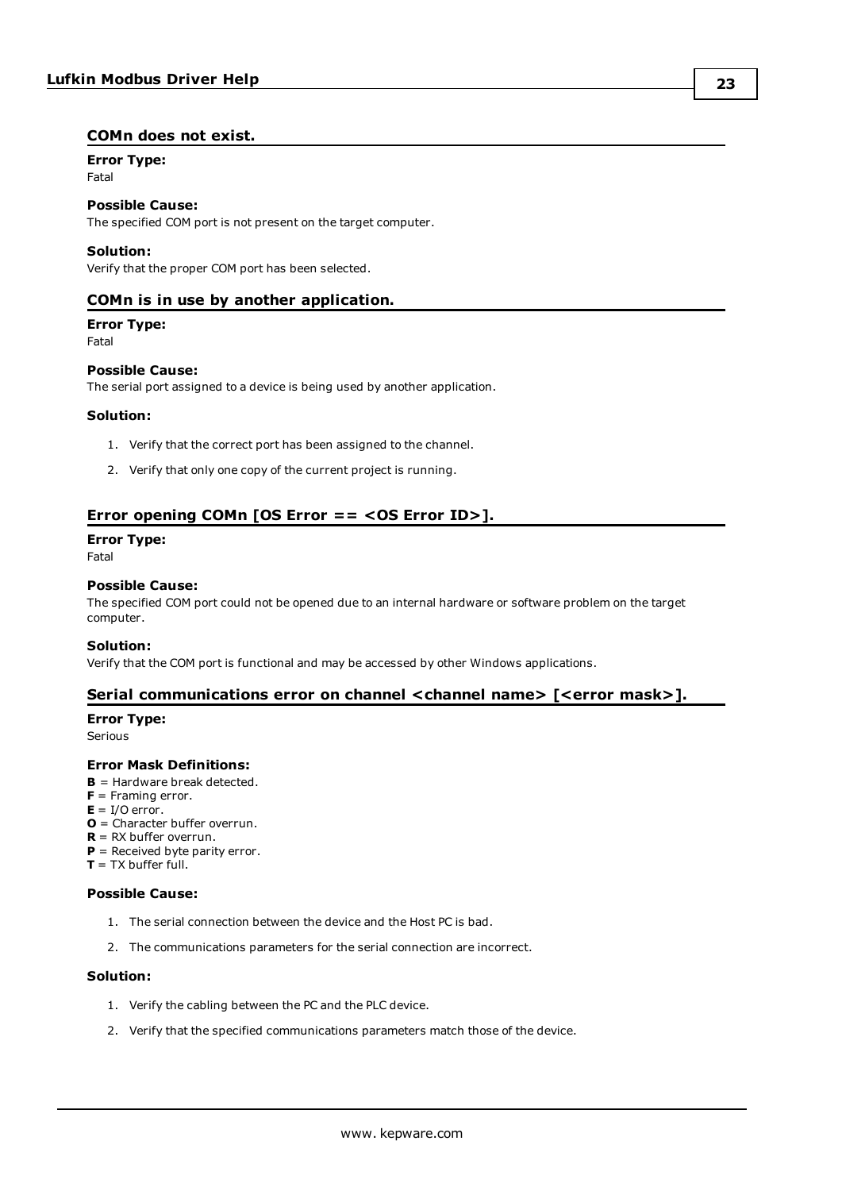## COMn does not exist.

**Error Type:**
Fatal

**Possible Cause:**
The specified COM port is not present on the target computer.

**Solution:**
Verify that the proper COM port has been selected.

## COMn is in use by another application.

**Error Type:**
Fatal

**Possible Cause:**
The serial port assigned to a device is being used by another application.

**Solution:**

1. Verify that the correct port has been assigned to the channel.
2. Verify that only one copy of the current project is running.

## Error opening COMn [OS Error == <OS Error ID>].

**Error Type:**
Fatal

**Possible Cause:**
The specified COM port could not be opened due to an internal hardware or software problem on the target computer.

**Solution:**
Verify that the COM port is functional and may be accessed by other Windows applications.

## Serial communications error on channel <channel name> [<error mask>].

**Error Type:**
Serious

**Error Mask Definitions:**
**B** = Hardware break detected.
**F** = Framing error.
**E** = I/O error.
**O** = Character buffer overrun.
**R** = RX buffer overrun.
**P** = Received byte parity error.
**T** = TX buffer full.

**Possible Cause:**

1. The serial connection between the device and the Host PC is bad.
2. The communications parameters for the serial connection are incorrect.

**Solution:**

1. Verify the cabling between the PC and the PLC device.
2. Verify that the specified communications parameters match those of the device.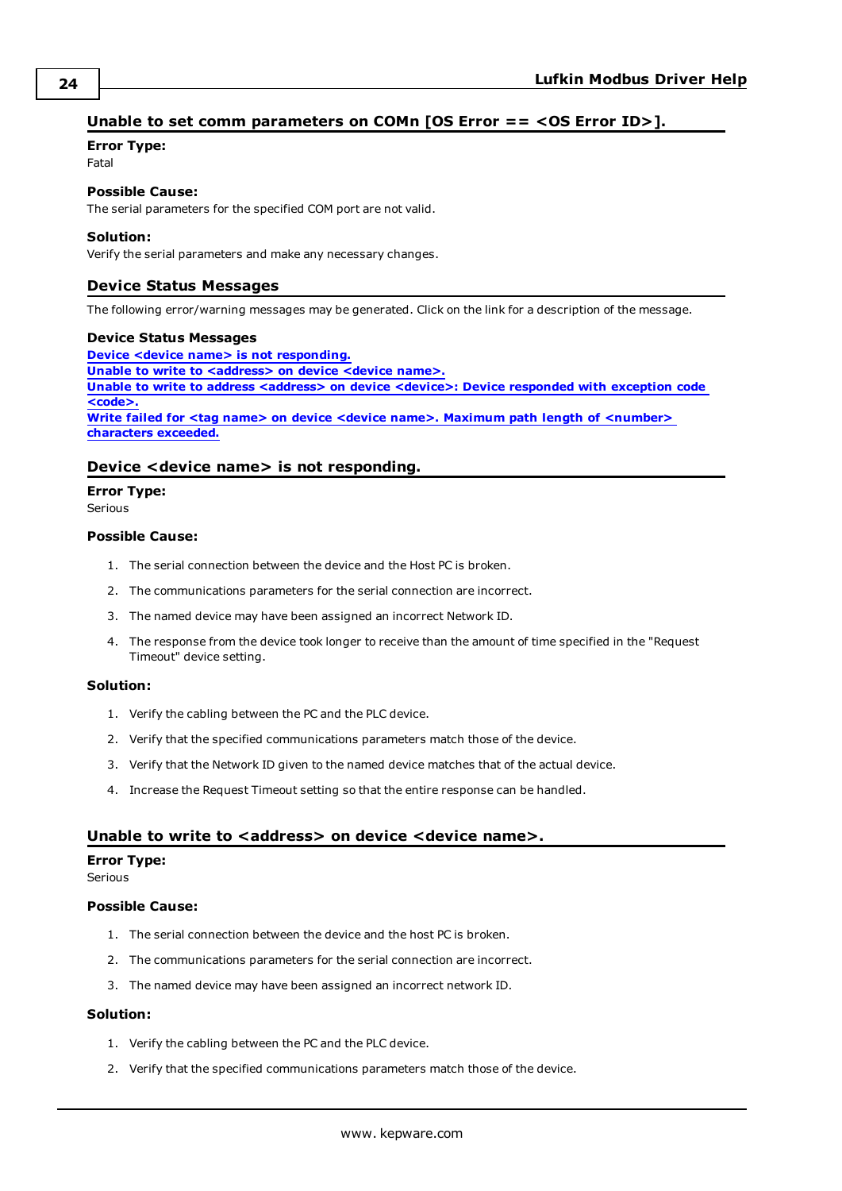## Unable to set comm parameters on COMn [OS Error == <OS Error ID>].

**Error Type:**
Fatal

**Possible Cause:**
The serial parameters for the specified COM port are not valid.

**Solution:**
Verify the serial parameters and make any necessary changes.

## Device Status Messages

The following error/warning messages may be generated. Click on the link for a description of the message.

**Device Status Messages**
**Device <device name> is not responding.**
**Unable to write to <address> on device <device name>.**
**Unable to write to address <address> on device <device>: Device responded with exception code <code>.**
**Write failed for <tag name> on device <device name>. Maximum path length of <number> characters exceeded.**

## Device <device name> is not responding.

**Error Type:**
Serious

**Possible Cause:**

1. The serial connection between the device and the Host PC is broken.
2. The communications parameters for the serial connection are incorrect.
3. The named device may have been assigned an incorrect Network ID.
4. The response from the device took longer to receive than the amount of time specified in the "Request Timeout" device setting.

**Solution:**

1. Verify the cabling between the PC and the PLC device.
2. Verify that the specified communications parameters match those of the device.
3. Verify that the Network ID given to the named device matches that of the actual device.
4. Increase the Request Timeout setting so that the entire response can be handled.

## Unable to write to <address> on device <device name>.

**Error Type:**
Serious

**Possible Cause:**

1. The serial connection between the device and the host PC is broken.
2. The communications parameters for the serial connection are incorrect.
3. The named device may have been assigned an incorrect network ID.

**Solution:**

1. Verify the cabling between the PC and the PLC device.
2. Verify that the specified communications parameters match those of the device.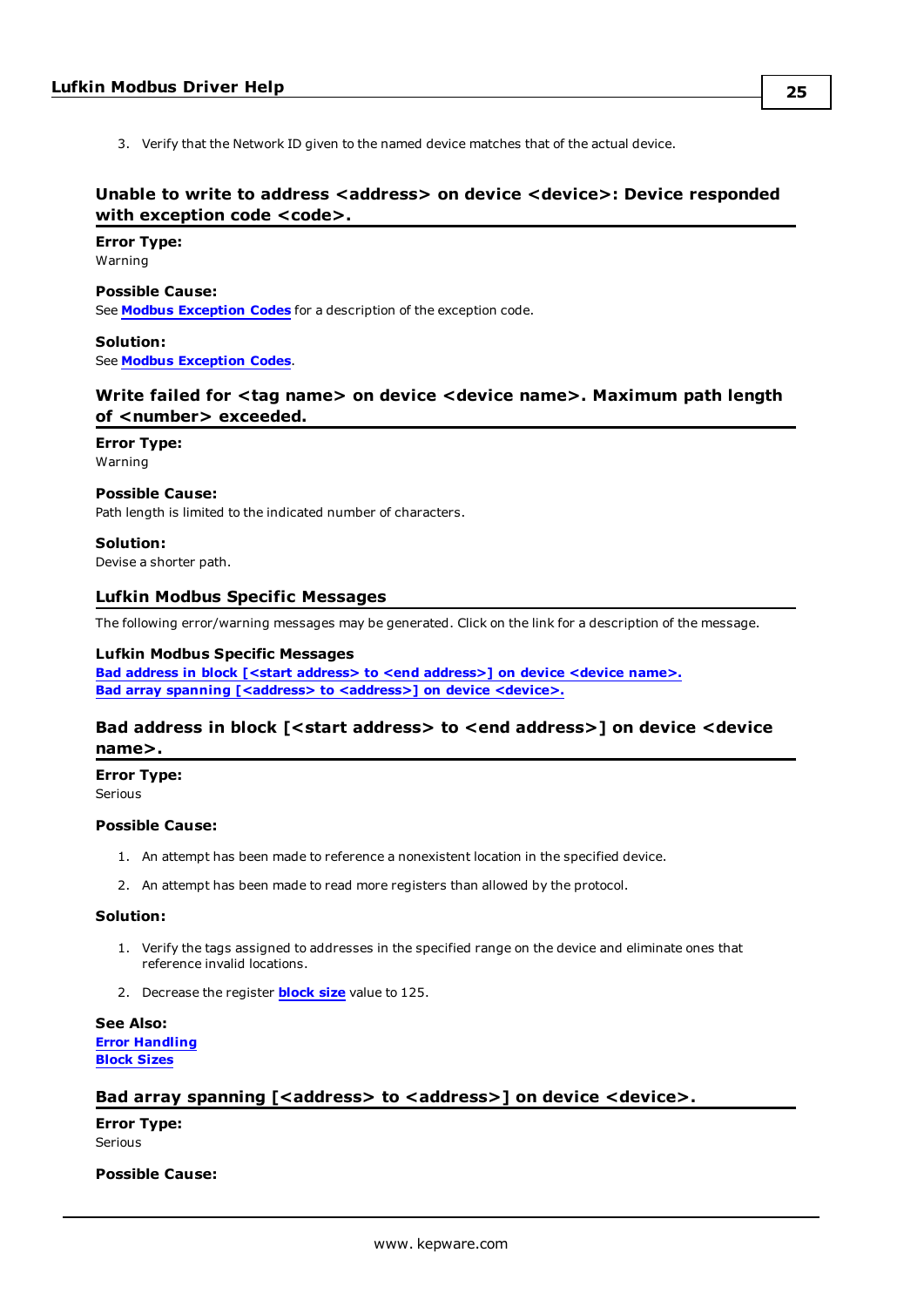3. Verify that the Network ID given to the named device matches that of the actual device.

### Unable to write to address <address> on device <device>: Device responded with exception code <code>.

**Error Type:**
Warning

**Possible Cause:**
See **Modbus Exception Codes** for a description of the exception code.

**Solution:**
See **Modbus Exception Codes**.

### Write failed for <tag name> on device <device name>. Maximum path length of <number> exceeded.

**Error Type:**
Warning

**Possible Cause:**
Path length is limited to the indicated number of characters.

**Solution:**
Devise a shorter path.

## Lufkin Modbus Specific Messages

The following error/warning messages may be generated. Click on the link for a description of the message.

**Lufkin Modbus Specific Messages**
**Bad address in block [<start address> to <end address>] on device <device name>.**
**Bad array spanning [<address> to <address>] on device <device>.**

### Bad address in block [<start address> to <end address>] on device <device name>.

**Error Type:**
Serious

**Possible Cause:**

1. An attempt has been made to reference a nonexistent location in the specified device.
2. An attempt has been made to read more registers than allowed by the protocol.

**Solution:**

1. Verify the tags assigned to addresses in the specified range on the device and eliminate ones that reference invalid locations.
2. Decrease the register **block size** value to 125.

**See Also:**
**Error Handling**
**Block Sizes**

### Bad array spanning [<address> to <address>] on device <device>.

**Error Type:**
Serious

**Possible Cause:**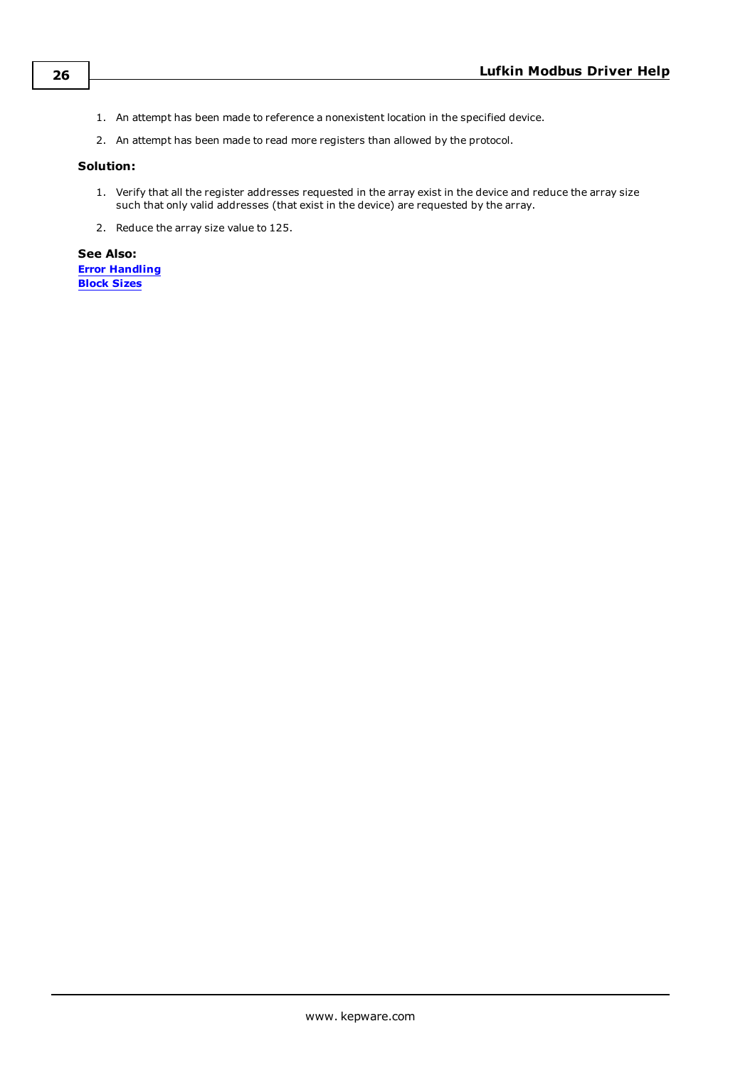1. An attempt has been made to reference a nonexistent location in the specified device.
2. An attempt has been made to read more registers than allowed by the protocol.

**Solution:**

1. Verify that all the register addresses requested in the array exist in the device and reduce the array size such that only valid addresses (that exist in the device) are requested by the array.
2. Reduce the array size value to 125.

**See Also:**
**Error Handling**
**Block Sizes**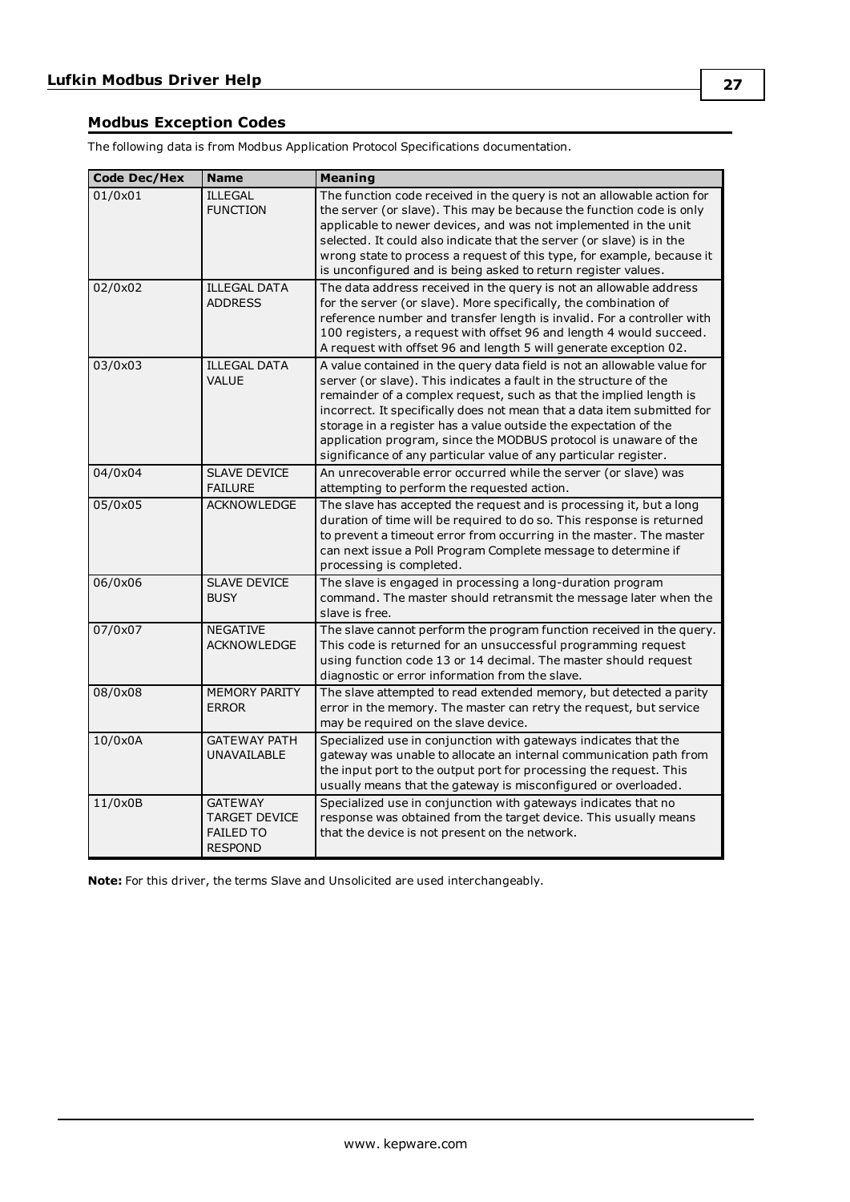## Modbus Exception Codes

The following data is from Modbus Application Protocol Specifications documentation.

| Code Dec/Hex | Name | Meaning |
| --- | --- | --- |
| 01/0x01 | ILLEGAL FUNCTION | The function code received in the query is not an allowable action for the server (or slave). This may be because the function code is only applicable to newer devices, and was not implemented in the unit selected. It could also indicate that the server (or slave) is in the wrong state to process a request of this type, for example, because it is unconfigured and is being asked to return register values. |
| 02/0x02 | ILLEGAL DATA ADDRESS | The data address received in the query is not an allowable address for the server (or slave). More specifically, the combination of reference number and transfer length is invalid. For a controller with 100 registers, a request with offset 96 and length 4 would succeed. A request with offset 96 and length 5 will generate exception 02. |
| 03/0x03 | ILLEGAL DATA VALUE | A value contained in the query data field is not an allowable value for server (or slave). This indicates a fault in the structure of the remainder of a complex request, such as that the implied length is incorrect. It specifically does not mean that a data item submitted for storage in a register has a value outside the expectation of the application program, since the MODBUS protocol is unaware of the significance of any particular value of any particular register. |
| 04/0x04 | SLAVE DEVICE FAILURE | An unrecoverable error occurred while the server (or slave) was attempting to perform the requested action. |
| 05/0x05 | ACKNOWLEDGE | The slave has accepted the request and is processing it, but a long duration of time will be required to do so. This response is returned to prevent a timeout error from occurring in the master. The master can next issue a Poll Program Complete message to determine if processing is completed. |
| 06/0x06 | SLAVE DEVICE BUSY | The slave is engaged in processing a long-duration program command. The master should retransmit the message later when the slave is free. |
| 07/0x07 | NEGATIVE ACKNOWLEDGE | The slave cannot perform the program function received in the query. This code is returned for an unsuccessful programming request using function code 13 or 14 decimal. The master should request diagnostic or error information from the slave. |
| 08/0x08 | MEMORY PARITY ERROR | The slave attempted to read extended memory, but detected a parity error in the memory. The master can retry the request, but service may be required on the slave device. |
| 10/0x0A | GATEWAY PATH UNAVAILABLE | Specialized use in conjunction with gateways indicates that the gateway was unable to allocate an internal communication path from the input port to the output port for processing the request. This usually means that the gateway is misconfigured or overloaded. |
| 11/0x0B | GATEWAY TARGET DEVICE FAILED TO RESPOND | Specialized use in conjunction with gateways indicates that no response was obtained from the target device. This usually means that the device is not present on the network. |

**Note:** For this driver, the terms Slave and Unsolicited are used interchangeably.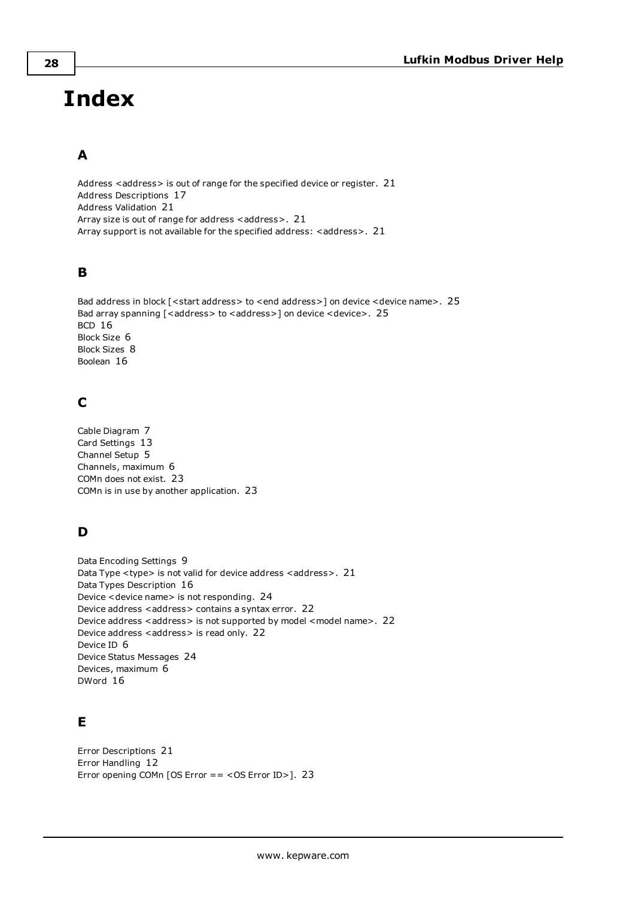# Index

## A

Address <address> is out of range for the specified device or register. 21
Address Descriptions 17
Address Validation 21
Array size is out of range for address <address>. 21
Array support is not available for the specified address: <address>. 21

## B

Bad address in block [<start address> to <end address>] on device <device name>. 25
Bad array spanning [<address> to <address>] on device <device>. 25
BCD 16
Block Size 6
Block Sizes 8
Boolean 16

## C

Cable Diagram 7
Card Settings 13
Channel Setup 5
Channels, maximum 6
COMn does not exist. 23
COMn is in use by another application. 23

## D

Data Encoding Settings 9
Data Type <type> is not valid for device address <address>. 21
Data Types Description 16
Device <device name> is not responding. 24
Device address <address> contains a syntax error. 22
Device address <address> is not supported by model <model name>. 22
Device address <address> is read only. 22
Device ID 6
Device Status Messages 24
Devices, maximum 6
DWord 16

## E

Error Descriptions 21
Error Handling 12
Error opening COMn [OS Error == <OS Error ID>]. 23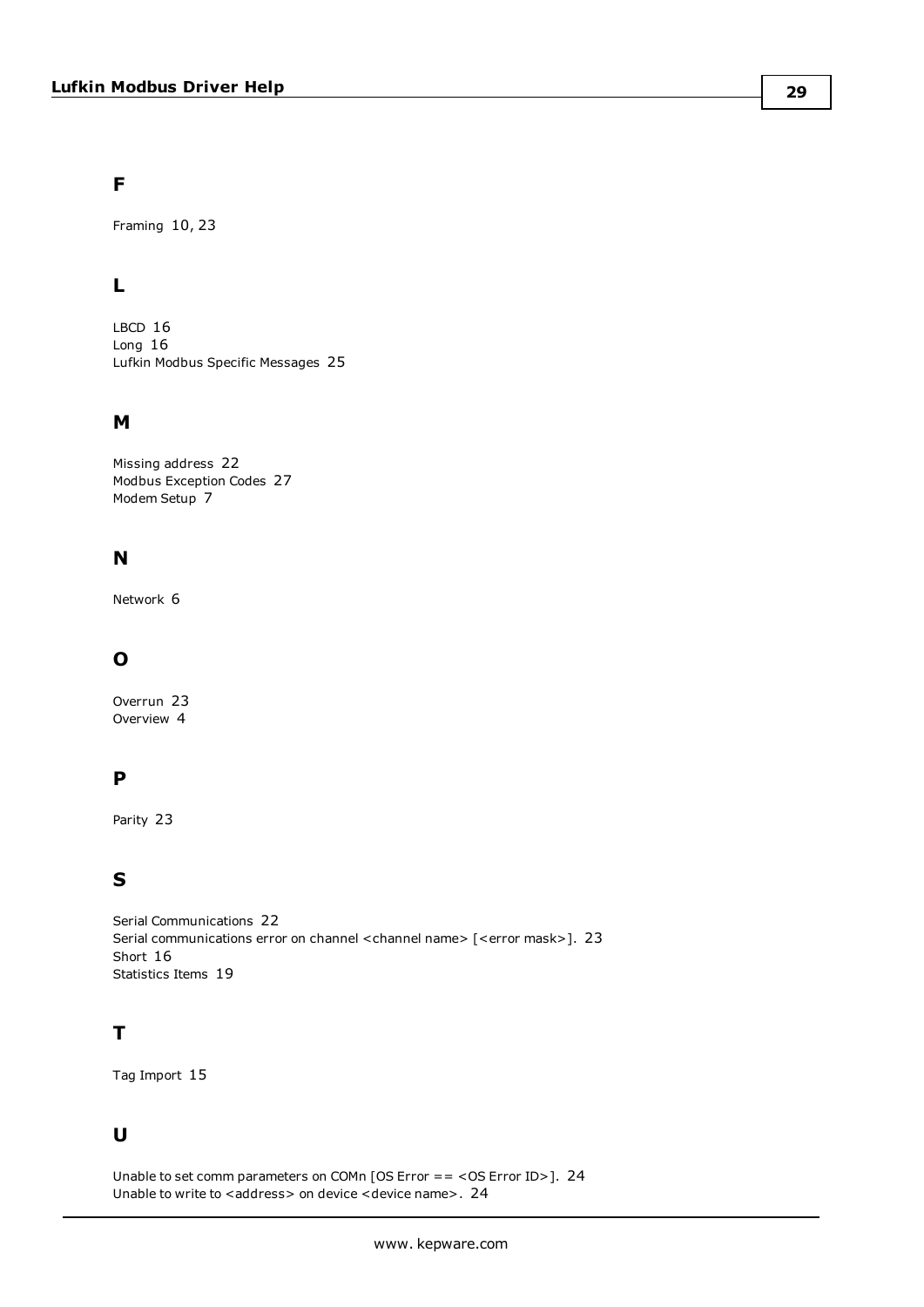## F

Framing 10, 23

## L

LBCD 16
Long 16
Lufkin Modbus Specific Messages 25

## M

Missing address 22
Modbus Exception Codes 27
Modem Setup 7

## N

Network 6

## O

Overrun 23
Overview 4

## P

Parity 23

## S

Serial Communications 22
Serial communications error on channel <channel name> [<error mask>]. 23
Short 16
Statistics Items 19

## T

Tag Import 15

## U

Unable to set comm parameters on COMn [OS Error == <OS Error ID>]. 24
Unable to write to <address> on device <device name>. 24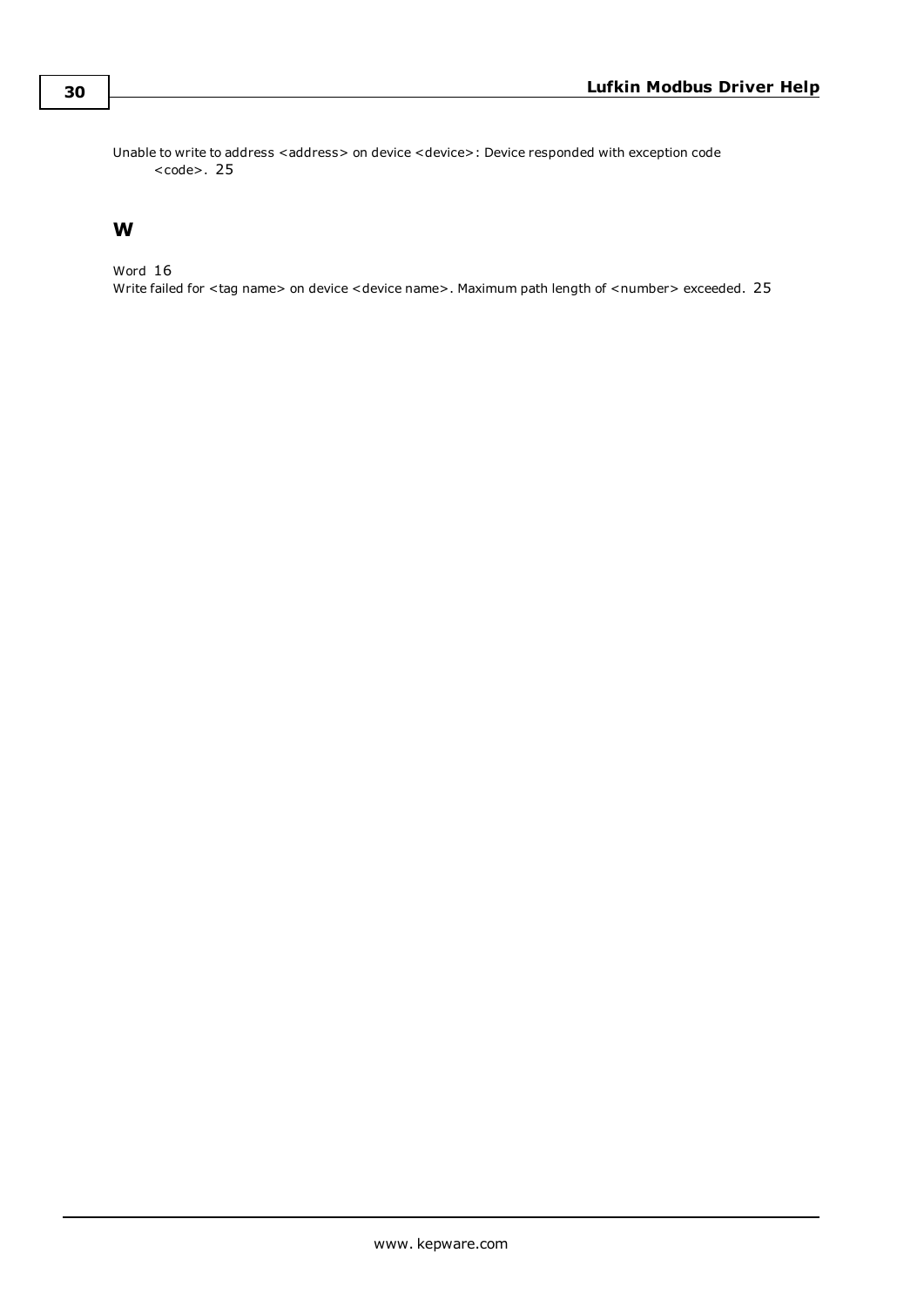Unable to write to address <address> on device <device>: Device responded with exception code <code>. 25

## W

Word 16

Write failed for <tag name> on device <device name>. Maximum path length of <number> exceeded. 25